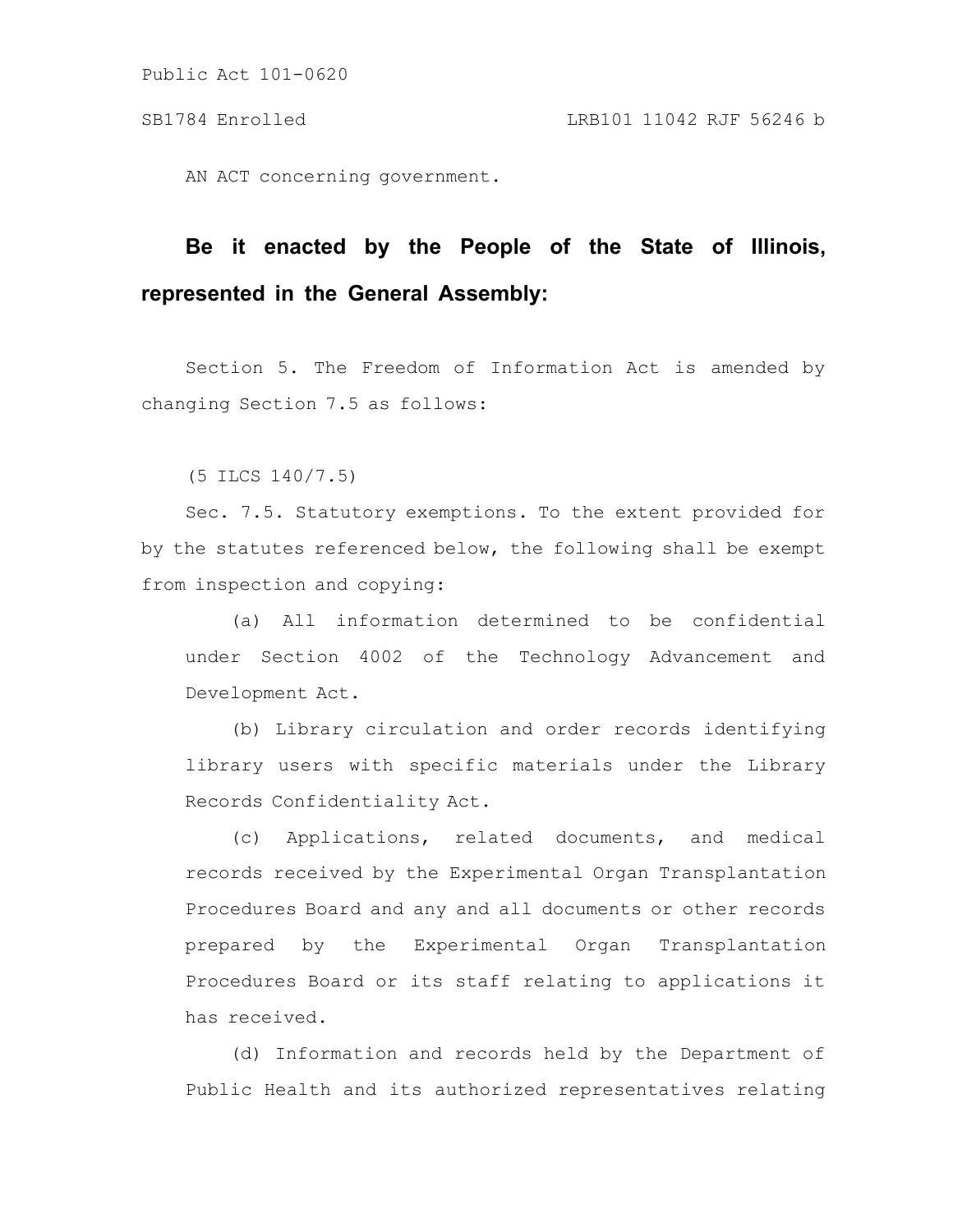Public Act 101-0620

SB1784 Enrolled LRB101 11042 RJF 56246 b

AN ACT concerning government.

**Be it enacted by the People of the State of Illinois, represented in the General Assembly:**

Section 5. The Freedom of Information Act is amended by changing Section 7.5 as follows:

(5 ILCS 140/7.5)

Sec. 7.5. Statutory exemptions. To the extent provided for by the statutes referenced below, the following shall be exempt from inspection and copying:

(a) All information determined to be confidential under Section 4002 of the Technology Advancement and Development Act.

(b) Library circulation and order records identifying library users with specific materials under the Library Records Confidentiality Act.

(c) Applications, related documents, and medical records received by the Experimental Organ Transplantation Procedures Board and any and all documents or other records prepared by the Experimental Organ Transplantation Procedures Board or its staff relating to applications it has received.

(d) Information and records held by the Department of Public Health and its authorized representatives relating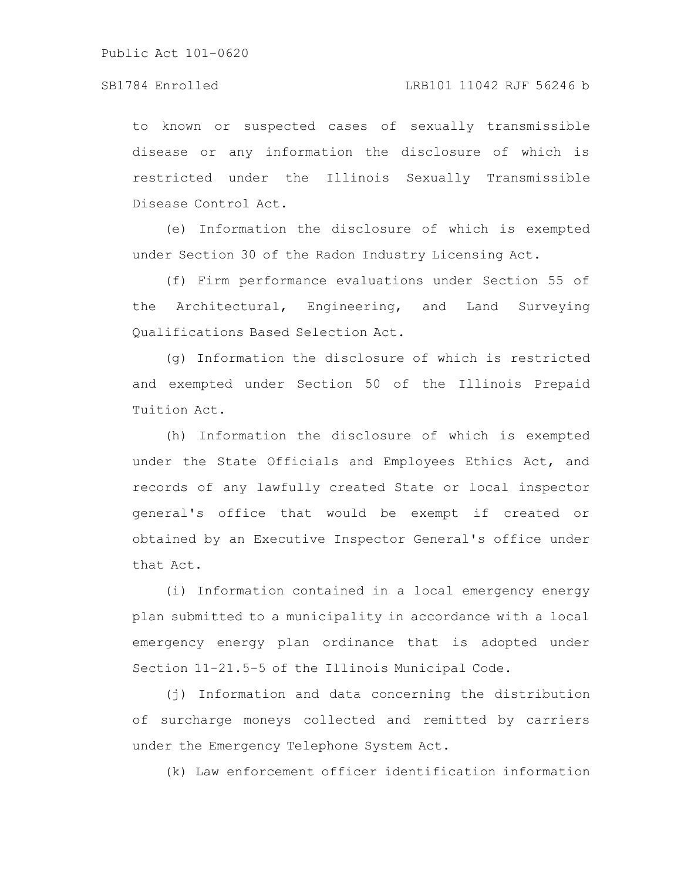to known or suspected cases of sexually transmissible disease or any information the disclosure of which is restricted under the Illinois Sexually Transmissible Disease Control Act.

(e) Information the disclosure of which is exempted under Section 30 of the Radon Industry Licensing Act.

(f) Firm performance evaluations under Section 55 of the Architectural, Engineering, and Land Surveying Qualifications Based Selection Act.

(g) Information the disclosure of which is restricted and exempted under Section 50 of the Illinois Prepaid Tuition Act.

(h) Information the disclosure of which is exempted under the State Officials and Employees Ethics Act, and records of any lawfully created State or local inspector general's office that would be exempt if created or obtained by an Executive Inspector General's office under that Act.

(i) Information contained in a local emergency energy plan submitted to a municipality in accordance with a local emergency energy plan ordinance that is adopted under Section 11-21.5-5 of the Illinois Municipal Code.

(j) Information and data concerning the distribution of surcharge moneys collected and remitted by carriers under the Emergency Telephone System Act.

(k) Law enforcement officer identification information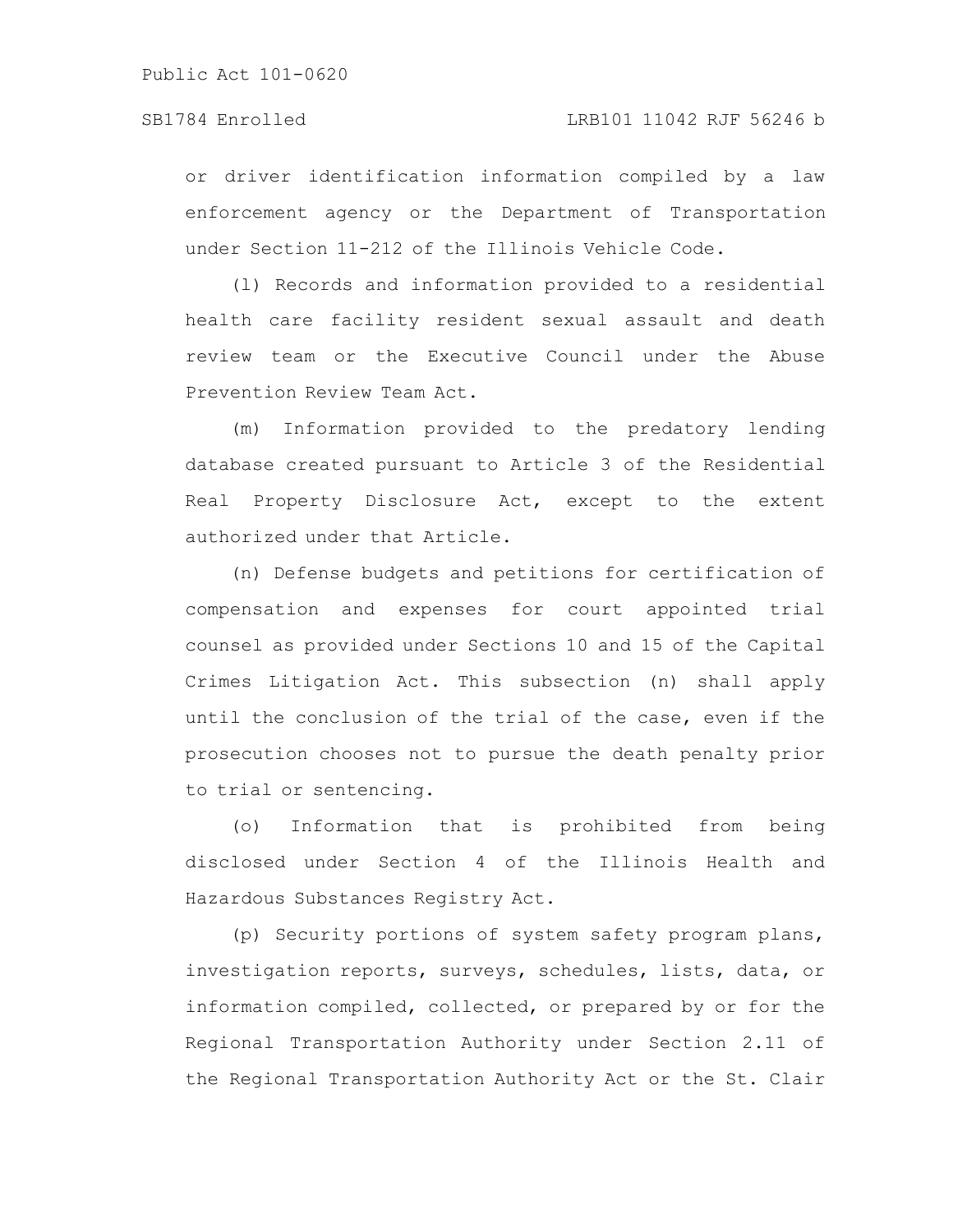or driver identification information compiled by a law enforcement agency or the Department of Transportation under Section 11-212 of the Illinois Vehicle Code.

(l) Records and information provided to a residential health care facility resident sexual assault and death review team or the Executive Council under the Abuse Prevention Review Team Act.

(m) Information provided to the predatory lending database created pursuant to Article 3 of the Residential Real Property Disclosure Act, except to the extent authorized under that Article.

(n) Defense budgets and petitions for certification of compensation and expenses for court appointed trial counsel as provided under Sections 10 and 15 of the Capital Crimes Litigation Act. This subsection (n) shall apply until the conclusion of the trial of the case, even if the prosecution chooses not to pursue the death penalty prior to trial or sentencing.

(o) Information that is prohibited from being disclosed under Section 4 of the Illinois Health and Hazardous Substances Registry Act.

(p) Security portions of system safety program plans, investigation reports, surveys, schedules, lists, data, or information compiled, collected, or prepared by or for the Regional Transportation Authority under Section 2.11 of the Regional Transportation Authority Act or the St. Clair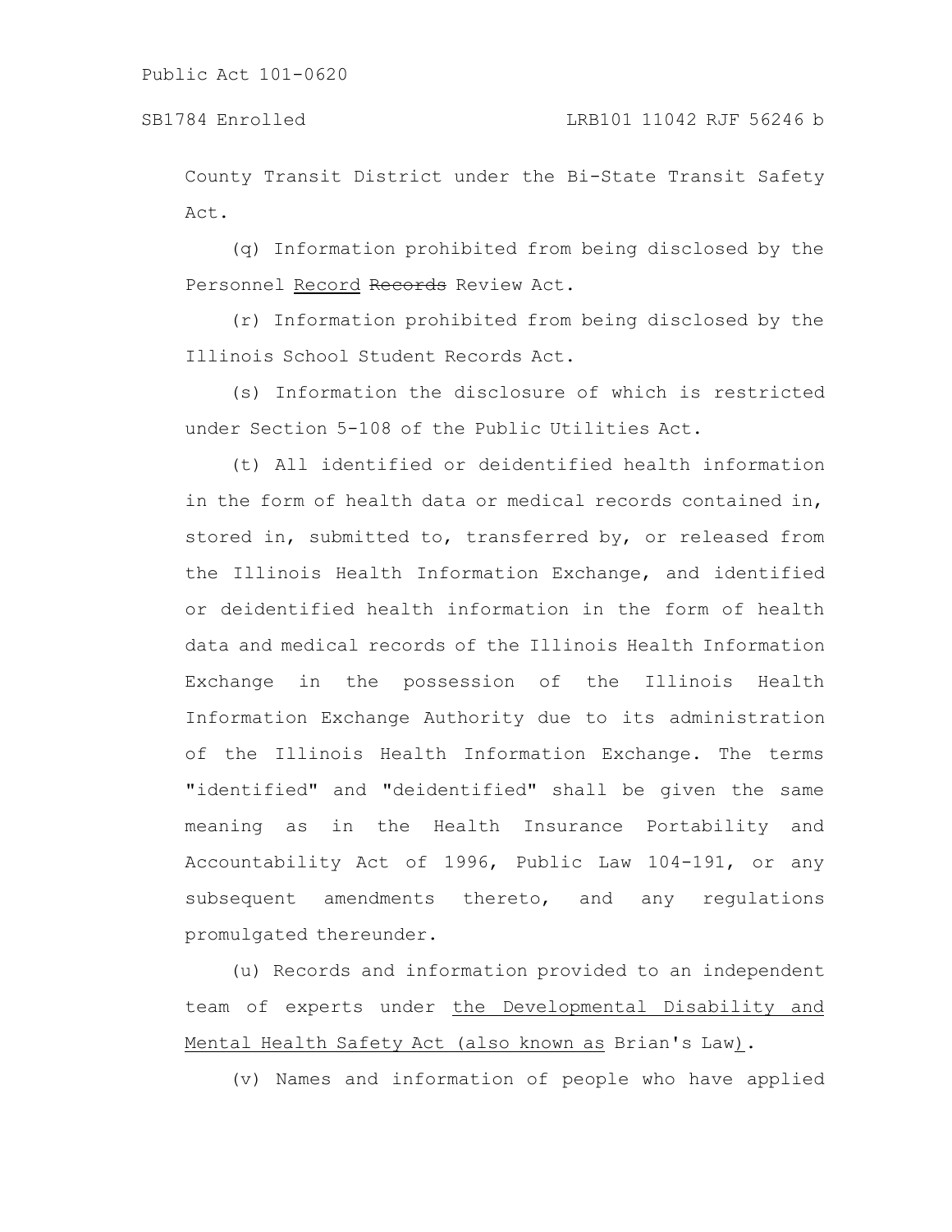County Transit District under the Bi-State Transit Safety Act.

(q) Information prohibited from being disclosed by the Personnel <u>Record</u> ~~Records~~ Review Act.

(r) Information prohibited from being disclosed by the Illinois School Student Records Act.

(s) Information the disclosure of which is restricted under Section 5-108 of the Public Utilities Act.

(t) All identified or deidentified health information in the form of health data or medical records contained in, stored in, submitted to, transferred by, or released from the Illinois Health Information Exchange, and identified or deidentified health information in the form of health data and medical records of the Illinois Health Information Exchange in the possession of the Illinois Health Information Exchange Authority due to its administration of the Illinois Health Information Exchange. The terms "identified" and "deidentified" shall be given the same meaning as in the Health Insurance Portability and Accountability Act of 1996, Public Law 104-191, or any subsequent amendments thereto, and any regulations promulgated thereunder.

(u) Records and information provided to an independent team of experts under <u>the Developmental Disability and Mental Health Safety Act (also known as</u> Brian's Law<u>)</u>.

(v) Names and information of people who have applied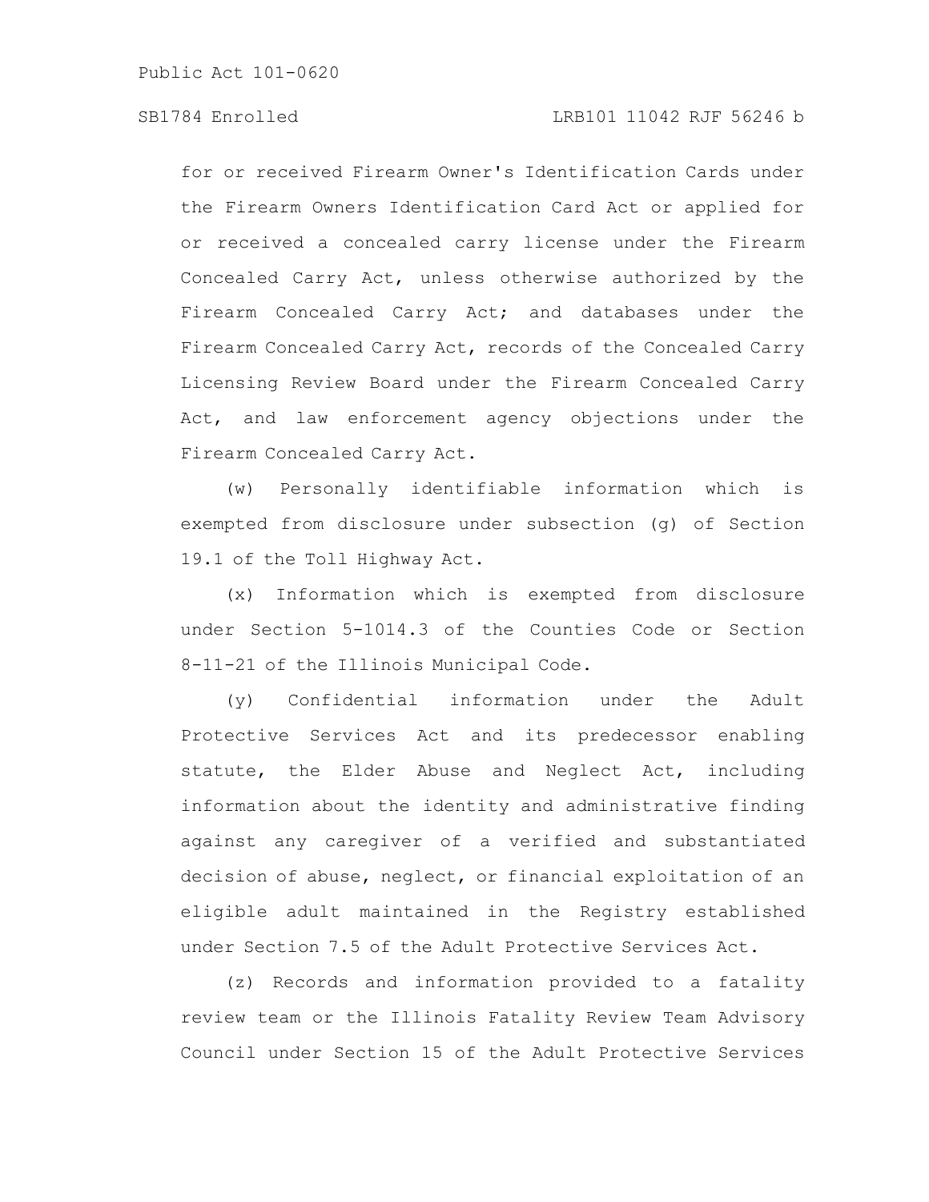for or received Firearm Owner's Identification Cards under the Firearm Owners Identification Card Act or applied for or received a concealed carry license under the Firearm Concealed Carry Act, unless otherwise authorized by the Firearm Concealed Carry Act; and databases under the Firearm Concealed Carry Act, records of the Concealed Carry Licensing Review Board under the Firearm Concealed Carry Act, and law enforcement agency objections under the Firearm Concealed Carry Act.

(w) Personally identifiable information which is exempted from disclosure under subsection (g) of Section 19.1 of the Toll Highway Act.

(x) Information which is exempted from disclosure under Section 5-1014.3 of the Counties Code or Section 8-11-21 of the Illinois Municipal Code.

(y) Confidential information under the Adult Protective Services Act and its predecessor enabling statute, the Elder Abuse and Neglect Act, including information about the identity and administrative finding against any caregiver of a verified and substantiated decision of abuse, neglect, or financial exploitation of an eligible adult maintained in the Registry established under Section 7.5 of the Adult Protective Services Act.

(z) Records and information provided to a fatality review team or the Illinois Fatality Review Team Advisory Council under Section 15 of the Adult Protective Services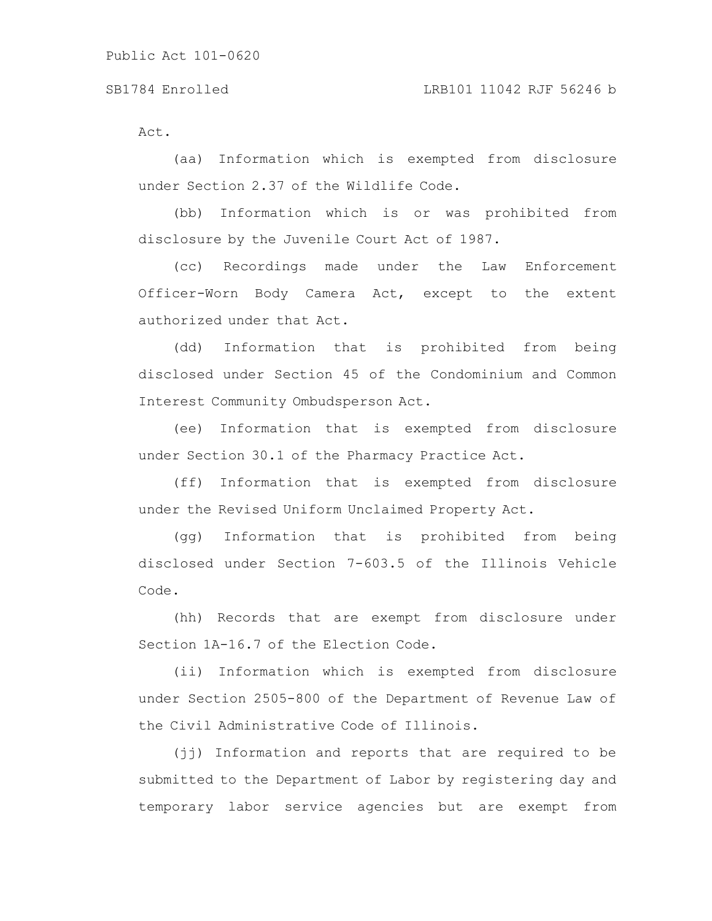Act.

(aa) Information which is exempted from disclosure under Section 2.37 of the Wildlife Code.

(bb) Information which is or was prohibited from disclosure by the Juvenile Court Act of 1987.

(cc) Recordings made under the Law Enforcement Officer-Worn Body Camera Act, except to the extent authorized under that Act.

(dd) Information that is prohibited from being disclosed under Section 45 of the Condominium and Common Interest Community Ombudsperson Act.

(ee) Information that is exempted from disclosure under Section 30.1 of the Pharmacy Practice Act.

(ff) Information that is exempted from disclosure under the Revised Uniform Unclaimed Property Act.

(gg) Information that is prohibited from being disclosed under Section 7-603.5 of the Illinois Vehicle Code.

(hh) Records that are exempt from disclosure under Section 1A-16.7 of the Election Code.

(ii) Information which is exempted from disclosure under Section 2505-800 of the Department of Revenue Law of the Civil Administrative Code of Illinois.

(jj) Information and reports that are required to be submitted to the Department of Labor by registering day and temporary labor service agencies but are exempt from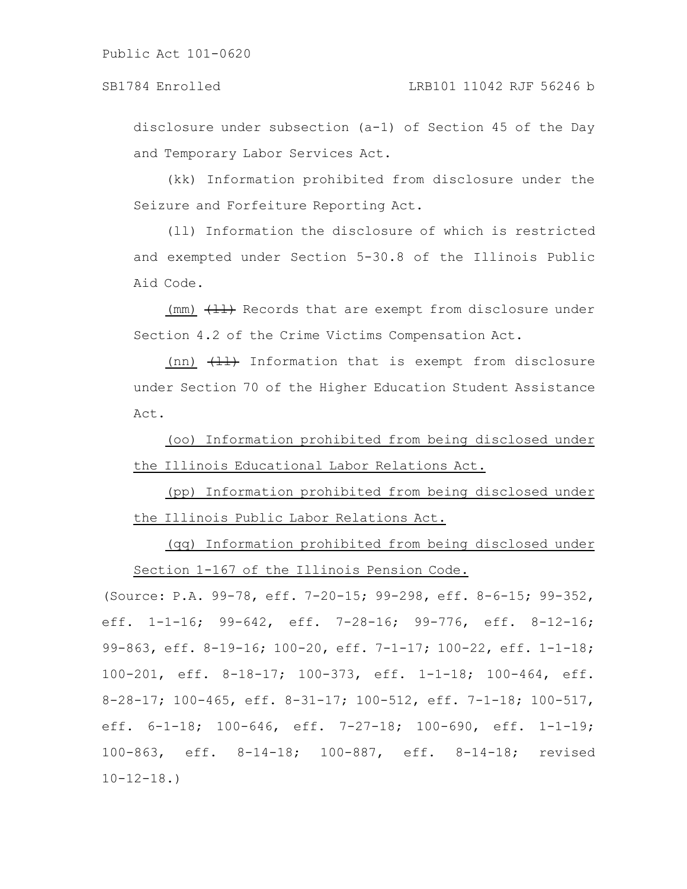disclosure under subsection (a-1) of Section 45 of the Day and Temporary Labor Services Act.

(kk) Information prohibited from disclosure under the Seizure and Forfeiture Reporting Act.

(ll) Information the disclosure of which is restricted and exempted under Section 5-30.8 of the Illinois Public Aid Code.

(mm) ~~(ll)~~ Records that are exempt from disclosure under Section 4.2 of the Crime Victims Compensation Act.

(nn) ~~(ll)~~ Information that is exempt from disclosure under Section 70 of the Higher Education Student Assistance Act.

(oo) Information prohibited from being disclosed under the Illinois Educational Labor Relations Act.

(pp) Information prohibited from being disclosed under the Illinois Public Labor Relations Act.

(qq) Information prohibited from being disclosed under Section 1-167 of the Illinois Pension Code.

(Source: P.A. 99-78, eff. 7-20-15; 99-298, eff. 8-6-15; 99-352, eff. 1-1-16; 99-642, eff. 7-28-16; 99-776, eff. 8-12-16; 99-863, eff. 8-19-16; 100-20, eff. 7-1-17; 100-22, eff. 1-1-18; 100-201, eff. 8-18-17; 100-373, eff. 1-1-18; 100-464, eff. 8-28-17; 100-465, eff. 8-31-17; 100-512, eff. 7-1-18; 100-517, eff. 6-1-18; 100-646, eff. 7-27-18; 100-690, eff. 1-1-19; 100-863, eff. 8-14-18; 100-887, eff. 8-14-18; revised 10-12-18.)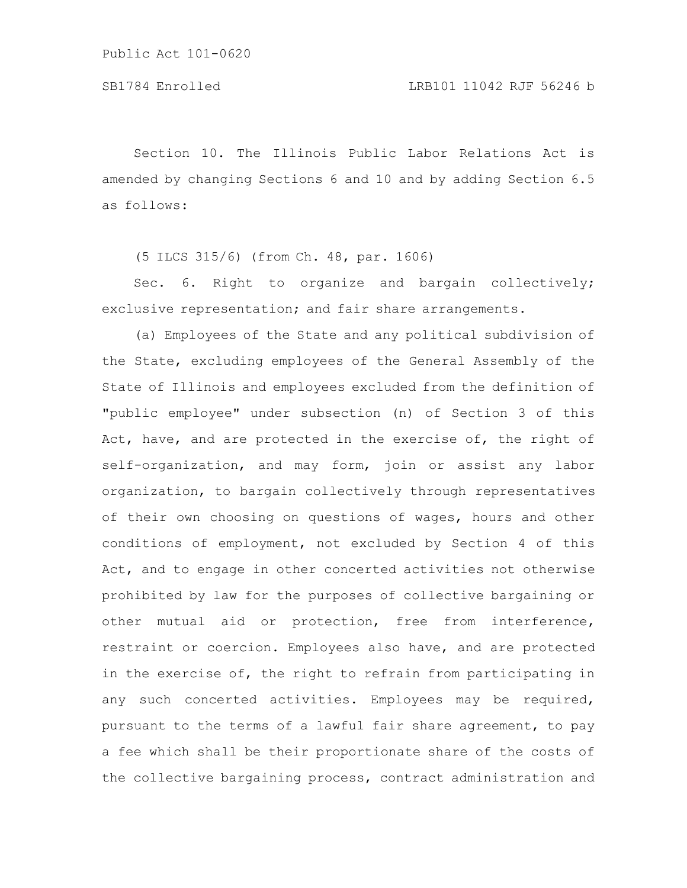Section 10. The Illinois Public Labor Relations Act is amended by changing Sections 6 and 10 and by adding Section 6.5 as follows:

(5 ILCS 315/6) (from Ch. 48, par. 1606)

Sec. 6. Right to organize and bargain collectively; exclusive representation; and fair share arrangements.

(a) Employees of the State and any political subdivision of the State, excluding employees of the General Assembly of the State of Illinois and employees excluded from the definition of "public employee" under subsection (n) of Section 3 of this Act, have, and are protected in the exercise of, the right of self-organization, and may form, join or assist any labor organization, to bargain collectively through representatives of their own choosing on questions of wages, hours and other conditions of employment, not excluded by Section 4 of this Act, and to engage in other concerted activities not otherwise prohibited by law for the purposes of collective bargaining or other mutual aid or protection, free from interference, restraint or coercion. Employees also have, and are protected in the exercise of, the right to refrain from participating in any such concerted activities. Employees may be required, pursuant to the terms of a lawful fair share agreement, to pay a fee which shall be their proportionate share of the costs of the collective bargaining process, contract administration and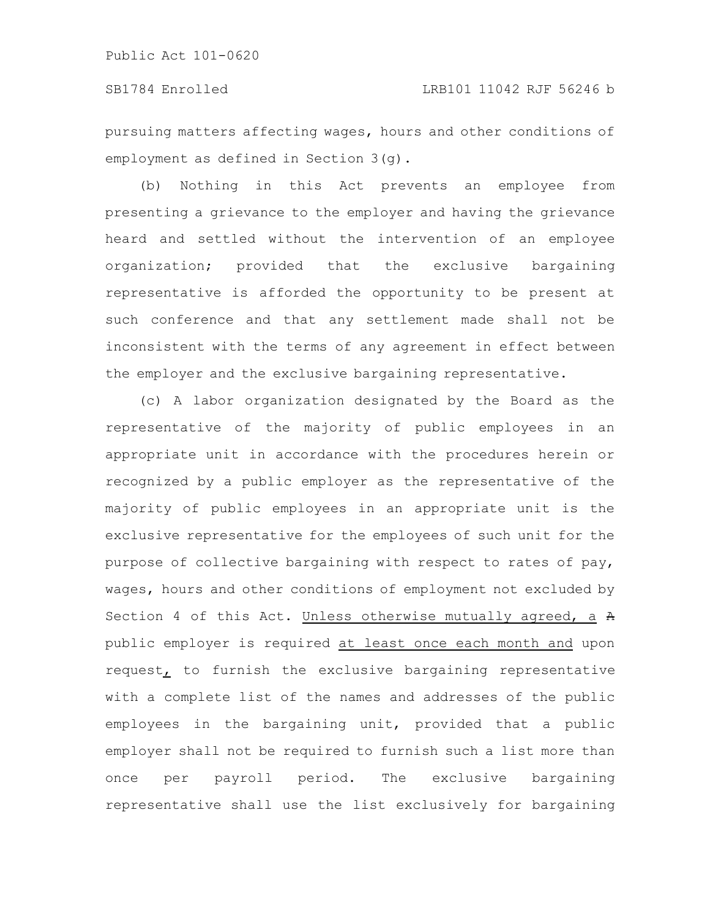pursuing matters affecting wages, hours and other conditions of employment as defined in Section 3(g).

(b) Nothing in this Act prevents an employee from presenting a grievance to the employer and having the grievance heard and settled without the intervention of an employee organization; provided that the exclusive bargaining representative is afforded the opportunity to be present at such conference and that any settlement made shall not be inconsistent with the terms of any agreement in effect between the employer and the exclusive bargaining representative.

(c) A labor organization designated by the Board as the representative of the majority of public employees in an appropriate unit in accordance with the procedures herein or recognized by a public employer as the representative of the majority of public employees in an appropriate unit is the exclusive representative for the employees of such unit for the purpose of collective bargaining with respect to rates of pay, wages, hours and other conditions of employment not excluded by Section 4 of this Act. Unless otherwise mutually agreed, a ~~A~~ public employer is required at least once each month and upon request, to furnish the exclusive bargaining representative with a complete list of the names and addresses of the public employees in the bargaining unit, provided that a public employer shall not be required to furnish such a list more than once per payroll period. The exclusive bargaining representative shall use the list exclusively for bargaining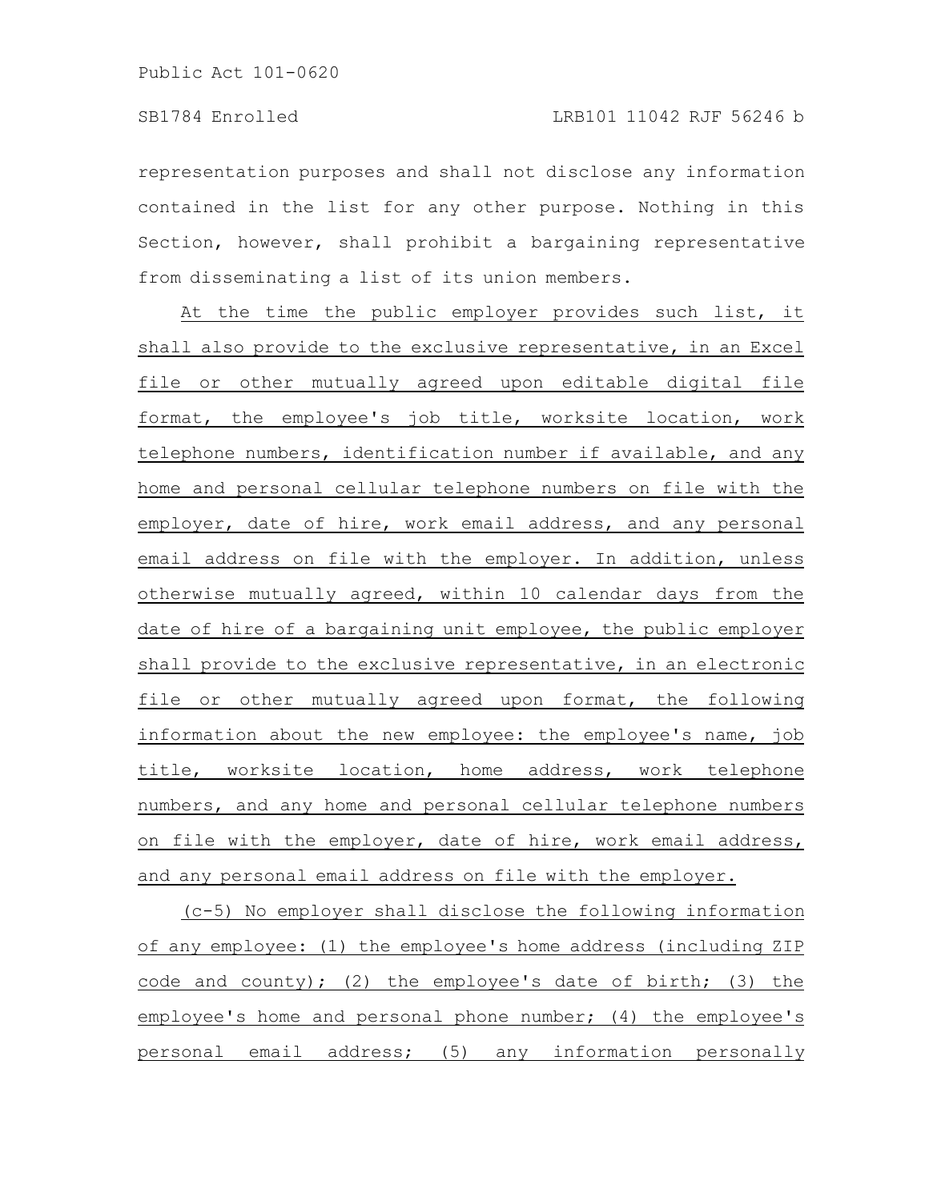representation purposes and shall not disclose any information contained in the list for any other purpose. Nothing in this Section, however, shall prohibit a bargaining representative from disseminating a list of its union members.

At the time the public employer provides such list, it shall also provide to the exclusive representative, in an Excel file or other mutually agreed upon editable digital file format, the employee's job title, worksite location, work telephone numbers, identification number if available, and any home and personal cellular telephone numbers on file with the employer, date of hire, work email address, and any personal email address on file with the employer. In addition, unless otherwise mutually agreed, within 10 calendar days from the date of hire of a bargaining unit employee, the public employer shall provide to the exclusive representative, in an electronic file or other mutually agreed upon format, the following information about the new employee: the employee's name, job title, worksite location, home address, work telephone numbers, and any home and personal cellular telephone numbers on file with the employer, date of hire, work email address, and any personal email address on file with the employer.

(c-5) No employer shall disclose the following information of any employee: (1) the employee's home address (including ZIP code and county); (2) the employee's date of birth; (3) the employee's home and personal phone number; (4) the employee's personal email address; (5) any information personally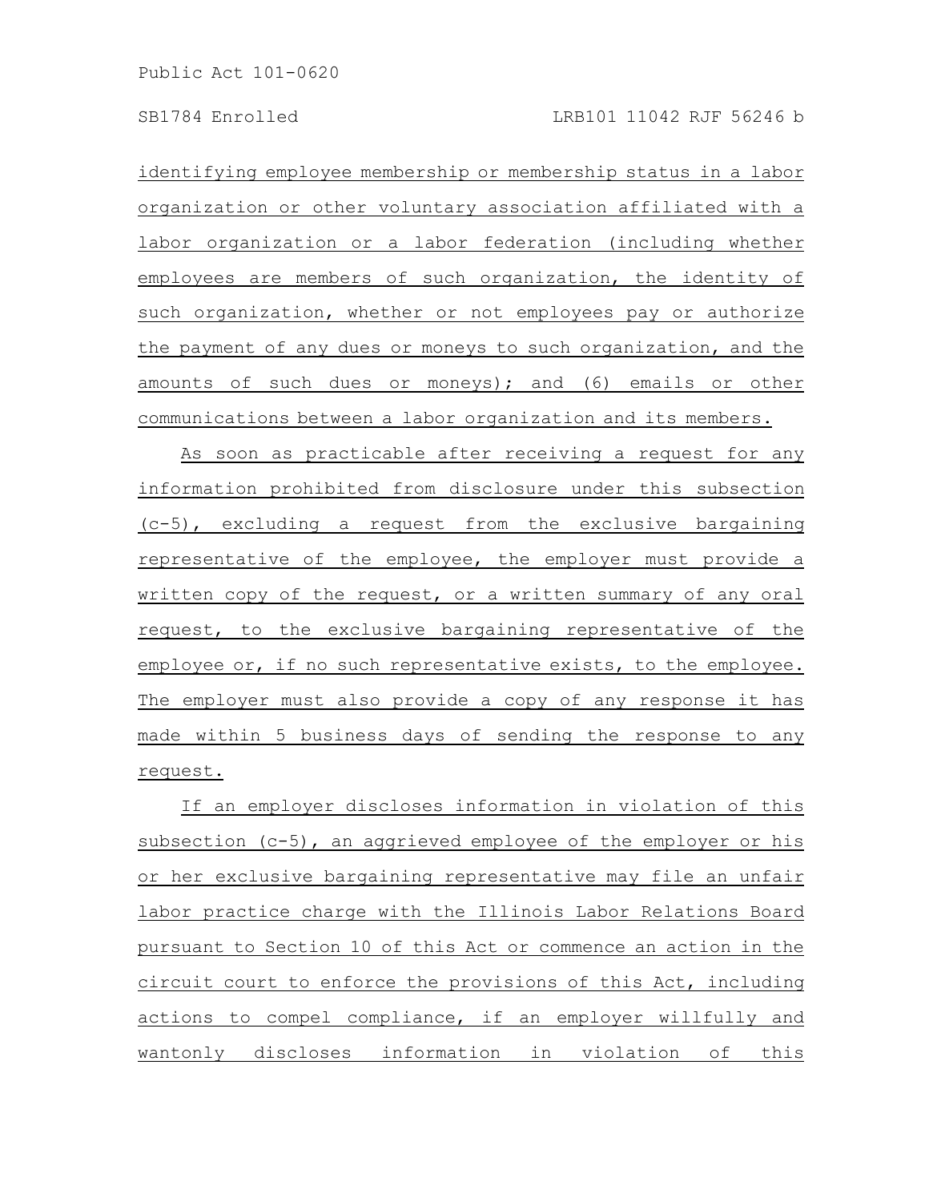identifying employee membership or membership status in a labor organization or other voluntary association affiliated with a labor organization or a labor federation (including whether employees are members of such organization, the identity of such organization, whether or not employees pay or authorize the payment of any dues or moneys to such organization, and the amounts of such dues or moneys); and (6) emails or other communications between a labor organization and its members.

As soon as practicable after receiving a request for any information prohibited from disclosure under this subsection (c-5), excluding a request from the exclusive bargaining representative of the employee, the employer must provide a written copy of the request, or a written summary of any oral request, to the exclusive bargaining representative of the employee or, if no such representative exists, to the employee. The employer must also provide a copy of any response it has made within 5 business days of sending the response to any request.

If an employer discloses information in violation of this subsection (c-5), an aggrieved employee of the employer or his or her exclusive bargaining representative may file an unfair labor practice charge with the Illinois Labor Relations Board pursuant to Section 10 of this Act or commence an action in the circuit court to enforce the provisions of this Act, including actions to compel compliance, if an employer willfully and wantonly discloses information in violation of this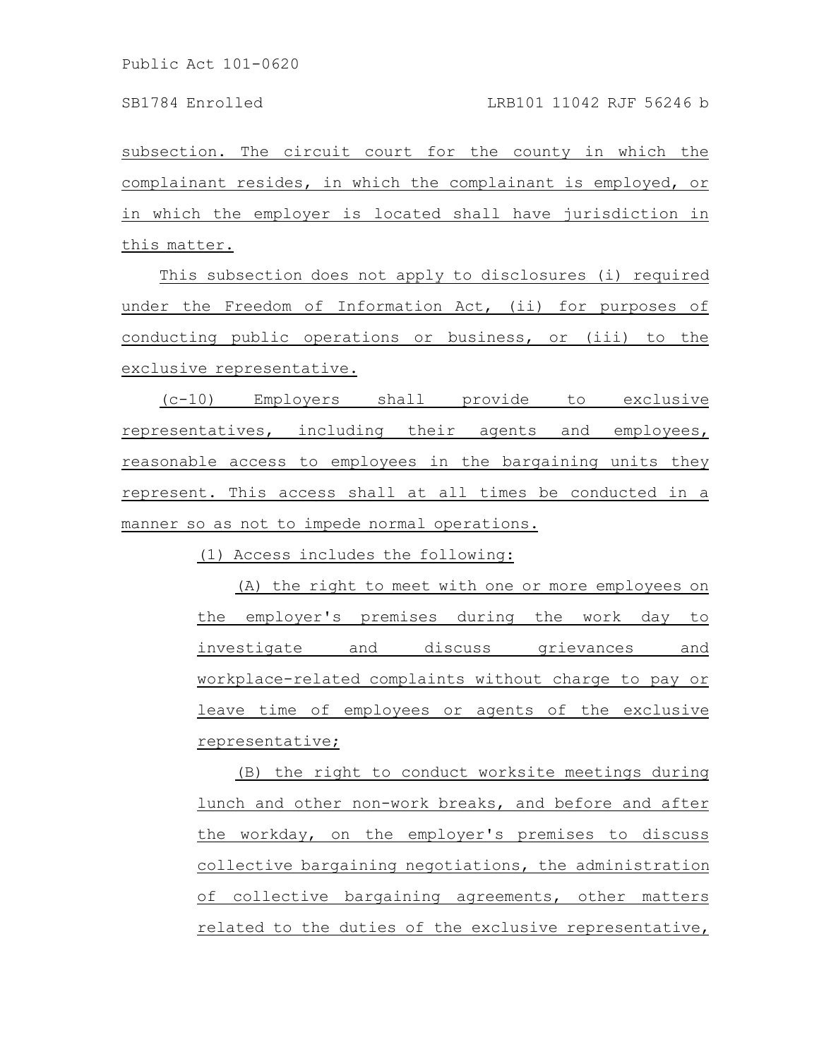subsection. The circuit court for the county in which the complainant resides, in which the complainant is employed, or in which the employer is located shall have jurisdiction in this matter.

This subsection does not apply to disclosures (i) required under the Freedom of Information Act, (ii) for purposes of conducting public operations or business, or (iii) to the exclusive representative.

(c-10) Employers shall provide to exclusive representatives, including their agents and employees, reasonable access to employees in the bargaining units they represent. This access shall at all times be conducted in a manner so as not to impede normal operations.

(1) Access includes the following:

(A) the right to meet with one or more employees on the employer's premises during the work day to investigate and discuss grievances and workplace-related complaints without charge to pay or leave time of employees or agents of the exclusive representative;

(B) the right to conduct worksite meetings during lunch and other non-work breaks, and before and after the workday, on the employer's premises to discuss collective bargaining negotiations, the administration of collective bargaining agreements, other matters related to the duties of the exclusive representative,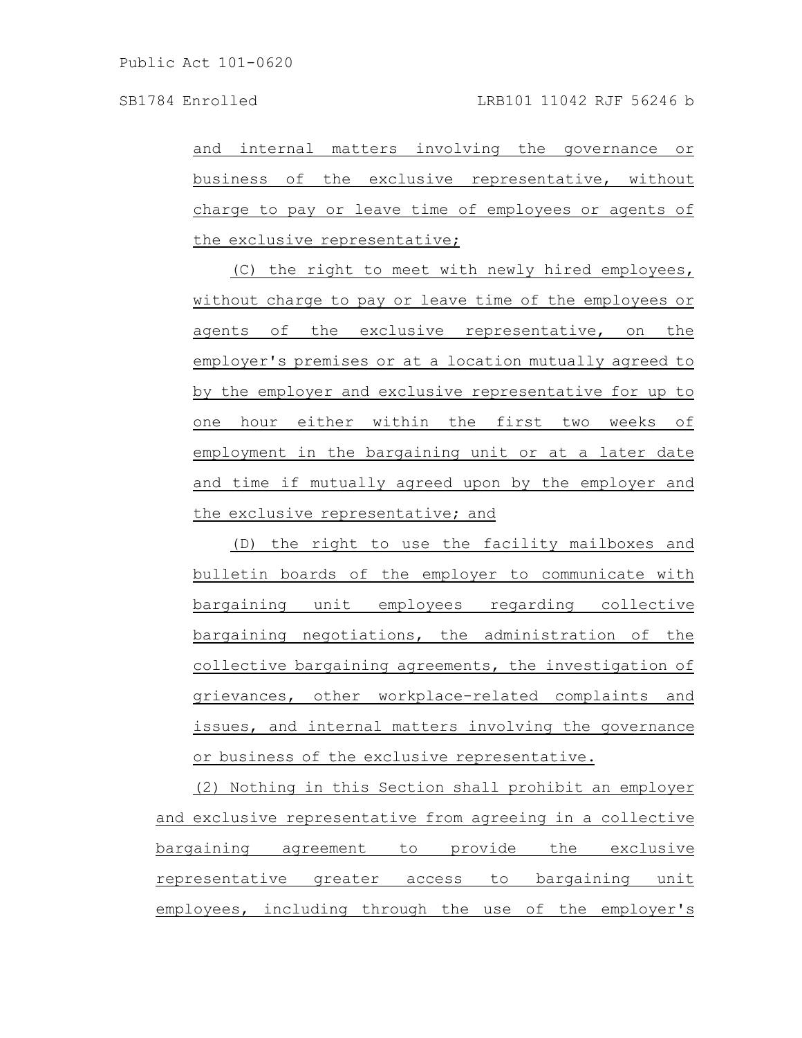and internal matters involving the governance or business of the exclusive representative, without charge to pay or leave time of employees or agents of the exclusive representative;

(C) the right to meet with newly hired employees, without charge to pay or leave time of the employees or agents of the exclusive representative, on the employer's premises or at a location mutually agreed to by the employer and exclusive representative for up to one hour either within the first two weeks of employment in the bargaining unit or at a later date and time if mutually agreed upon by the employer and the exclusive representative; and

(D) the right to use the facility mailboxes and bulletin boards of the employer to communicate with bargaining unit employees regarding collective bargaining negotiations, the administration of the collective bargaining agreements, the investigation of grievances, other workplace-related complaints and issues, and internal matters involving the governance or business of the exclusive representative.

(2) Nothing in this Section shall prohibit an employer and exclusive representative from agreeing in a collective bargaining agreement to provide the exclusive representative greater access to bargaining unit employees, including through the use of the employer's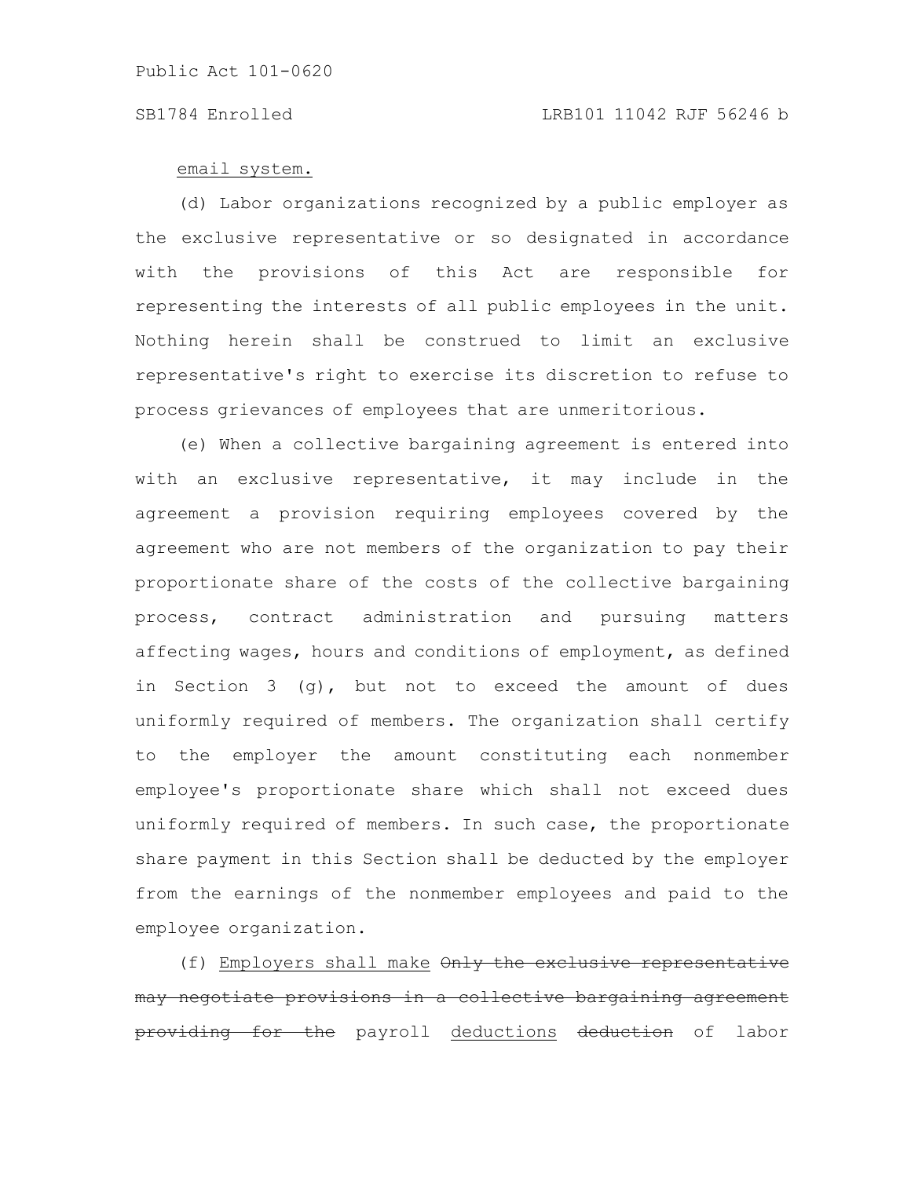email system.

(d) Labor organizations recognized by a public employer as the exclusive representative or so designated in accordance with the provisions of this Act are responsible for representing the interests of all public employees in the unit. Nothing herein shall be construed to limit an exclusive representative's right to exercise its discretion to refuse to process grievances of employees that are unmeritorious.

(e) When a collective bargaining agreement is entered into with an exclusive representative, it may include in the agreement a provision requiring employees covered by the agreement who are not members of the organization to pay their proportionate share of the costs of the collective bargaining process, contract administration and pursuing matters affecting wages, hours and conditions of employment, as defined in Section 3 (g), but not to exceed the amount of dues uniformly required of members. The organization shall certify to the employer the amount constituting each nonmember employee's proportionate share which shall not exceed dues uniformly required of members. In such case, the proportionate share payment in this Section shall be deducted by the employer from the earnings of the nonmember employees and paid to the employee organization.

(f) Employers shall make ~~Only the exclusive representative may negotiate provisions in a collective bargaining agreement providing for the~~ payroll deductions ~~deduction~~ of labor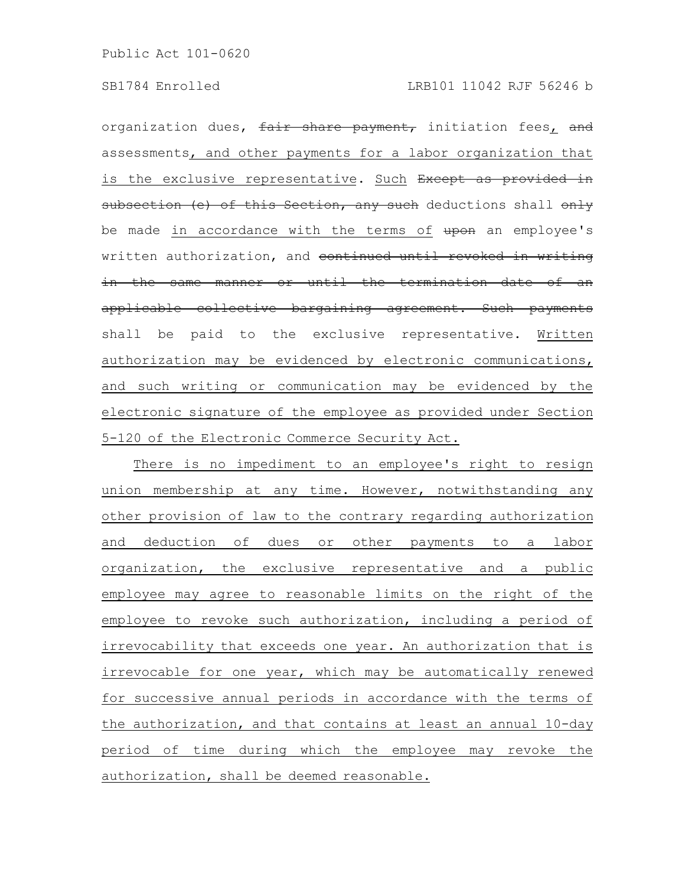organization dues, ~~fair share payment,~~ initiation fees, ~~and~~ assessments, and other payments for a labor organization that is the exclusive representative. Such ~~Except as provided in subsection (e) of this Section, any such~~ deductions shall ~~only~~ be made in accordance with the terms of ~~upon~~ an employee's written authorization, and ~~continued until revoked in writing in the same manner or until the termination date of an applicable collective bargaining agreement. Such payments~~ shall be paid to the exclusive representative. Written authorization may be evidenced by electronic communications, and such writing or communication may be evidenced by the electronic signature of the employee as provided under Section 5-120 of the Electronic Commerce Security Act.

There is no impediment to an employee's right to resign union membership at any time. However, notwithstanding any other provision of law to the contrary regarding authorization and deduction of dues or other payments to a labor organization, the exclusive representative and a public employee may agree to reasonable limits on the right of the employee to revoke such authorization, including a period of irrevocability that exceeds one year. An authorization that is irrevocable for one year, which may be automatically renewed for successive annual periods in accordance with the terms of the authorization, and that contains at least an annual 10-day period of time during which the employee may revoke the authorization, shall be deemed reasonable.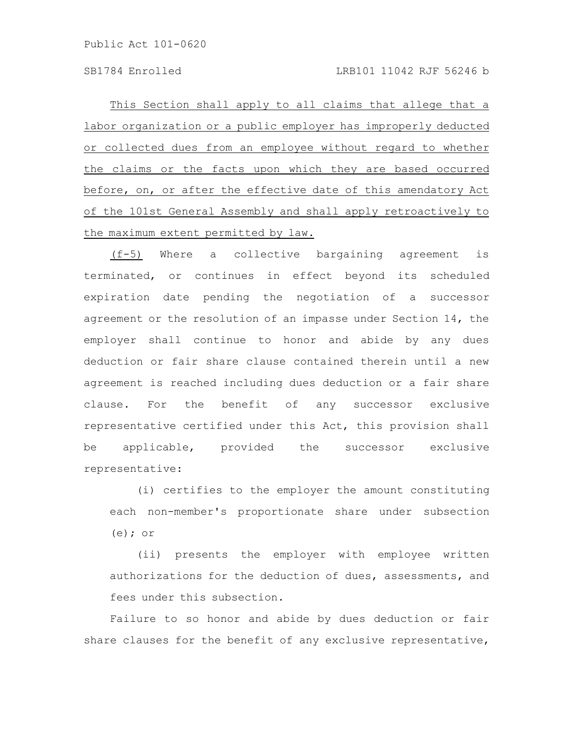This Section shall apply to all claims that allege that a labor organization or a public employer has improperly deducted or collected dues from an employee without regard to whether the claims or the facts upon which they are based occurred before, on, or after the effective date of this amendatory Act of the 101st General Assembly and shall apply retroactively to the maximum extent permitted by law.

(f-5) Where a collective bargaining agreement is terminated, or continues in effect beyond its scheduled expiration date pending the negotiation of a successor agreement or the resolution of an impasse under Section 14, the employer shall continue to honor and abide by any dues deduction or fair share clause contained therein until a new agreement is reached including dues deduction or a fair share clause. For the benefit of any successor exclusive representative certified under this Act, this provision shall be applicable, provided the successor exclusive representative:

(i) certifies to the employer the amount constituting each non-member's proportionate share under subsection (e); or

(ii) presents the employer with employee written authorizations for the deduction of dues, assessments, and fees under this subsection.

Failure to so honor and abide by dues deduction or fair share clauses for the benefit of any exclusive representative,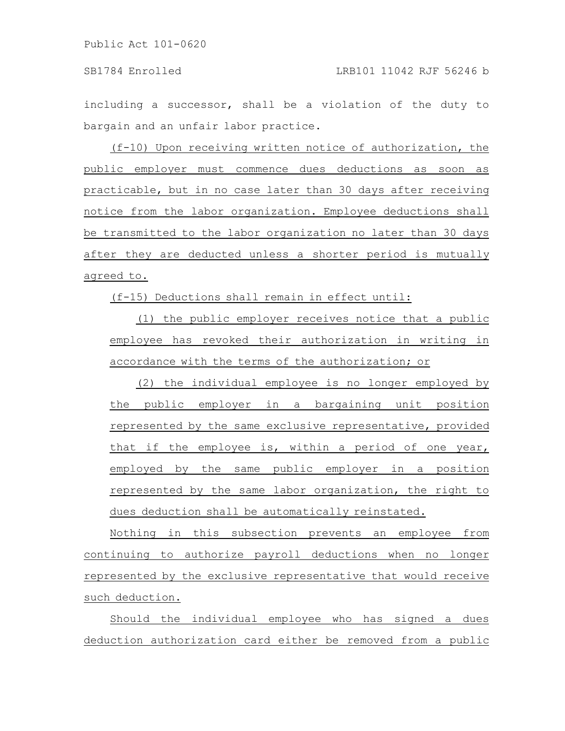including a successor, shall be a violation of the duty to bargain and an unfair labor practice.

(f-10) Upon receiving written notice of authorization, the public employer must commence dues deductions as soon as practicable, but in no case later than 30 days after receiving notice from the labor organization. Employee deductions shall be transmitted to the labor organization no later than 30 days after they are deducted unless a shorter period is mutually agreed to.

(f-15) Deductions shall remain in effect until:

(1) the public employer receives notice that a public employee has revoked their authorization in writing in accordance with the terms of the authorization; or

(2) the individual employee is no longer employed by the public employer in a bargaining unit position represented by the same exclusive representative, provided that if the employee is, within a period of one year, employed by the same public employer in a position represented by the same labor organization, the right to dues deduction shall be automatically reinstated.

Nothing in this subsection prevents an employee from continuing to authorize payroll deductions when no longer represented by the exclusive representative that would receive such deduction.

Should the individual employee who has signed a dues deduction authorization card either be removed from a public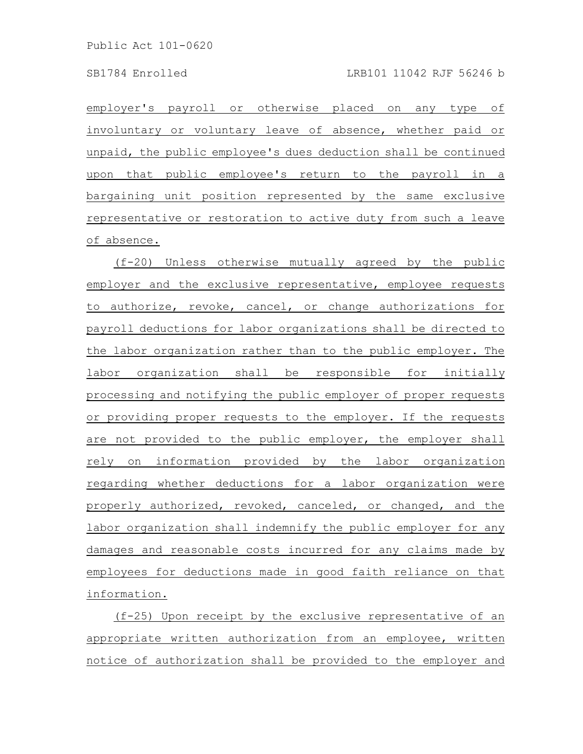employer's payroll or otherwise placed on any type of involuntary or voluntary leave of absence, whether paid or unpaid, the public employee's dues deduction shall be continued upon that public employee's return to the payroll in a bargaining unit position represented by the same exclusive representative or restoration to active duty from such a leave of absence.

(f-20) Unless otherwise mutually agreed by the public employer and the exclusive representative, employee requests to authorize, revoke, cancel, or change authorizations for payroll deductions for labor organizations shall be directed to the labor organization rather than to the public employer. The labor organization shall be responsible for initially processing and notifying the public employer of proper requests or providing proper requests to the employer. If the requests are not provided to the public employer, the employer shall rely on information provided by the labor organization regarding whether deductions for a labor organization were properly authorized, revoked, canceled, or changed, and the labor organization shall indemnify the public employer for any damages and reasonable costs incurred for any claims made by employees for deductions made in good faith reliance on that information.

(f-25) Upon receipt by the exclusive representative of an appropriate written authorization from an employee, written notice of authorization shall be provided to the employer and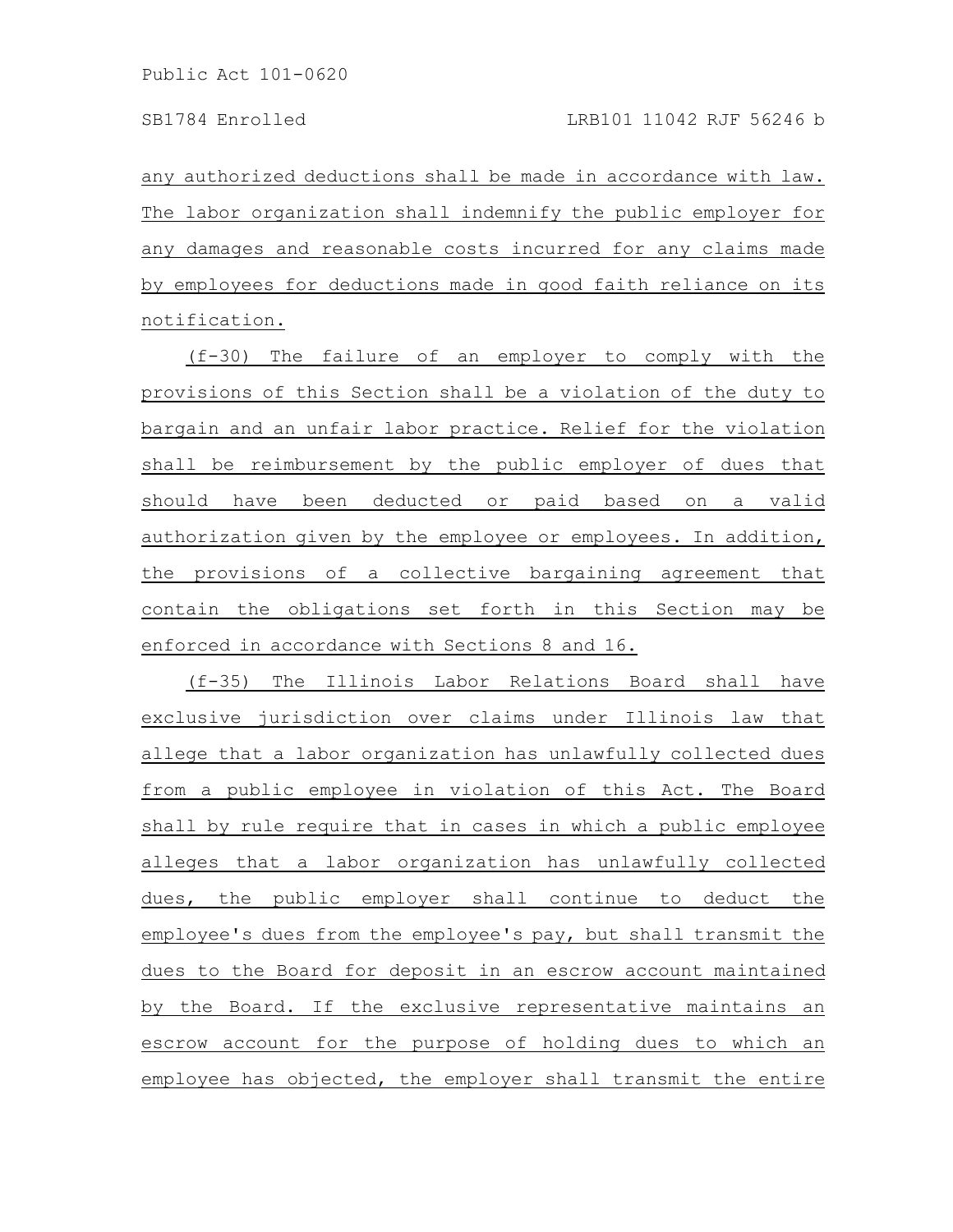any authorized deductions shall be made in accordance with law. The labor organization shall indemnify the public employer for any damages and reasonable costs incurred for any claims made by employees for deductions made in good faith reliance on its notification.

(f-30) The failure of an employer to comply with the provisions of this Section shall be a violation of the duty to bargain and an unfair labor practice. Relief for the violation shall be reimbursement by the public employer of dues that should have been deducted or paid based on a valid authorization given by the employee or employees. In addition, the provisions of a collective bargaining agreement that contain the obligations set forth in this Section may be enforced in accordance with Sections 8 and 16.

(f-35) The Illinois Labor Relations Board shall have exclusive jurisdiction over claims under Illinois law that allege that a labor organization has unlawfully collected dues from a public employee in violation of this Act. The Board shall by rule require that in cases in which a public employee alleges that a labor organization has unlawfully collected dues, the public employer shall continue to deduct the employee's dues from the employee's pay, but shall transmit the dues to the Board for deposit in an escrow account maintained by the Board. If the exclusive representative maintains an escrow account for the purpose of holding dues to which an employee has objected, the employer shall transmit the entire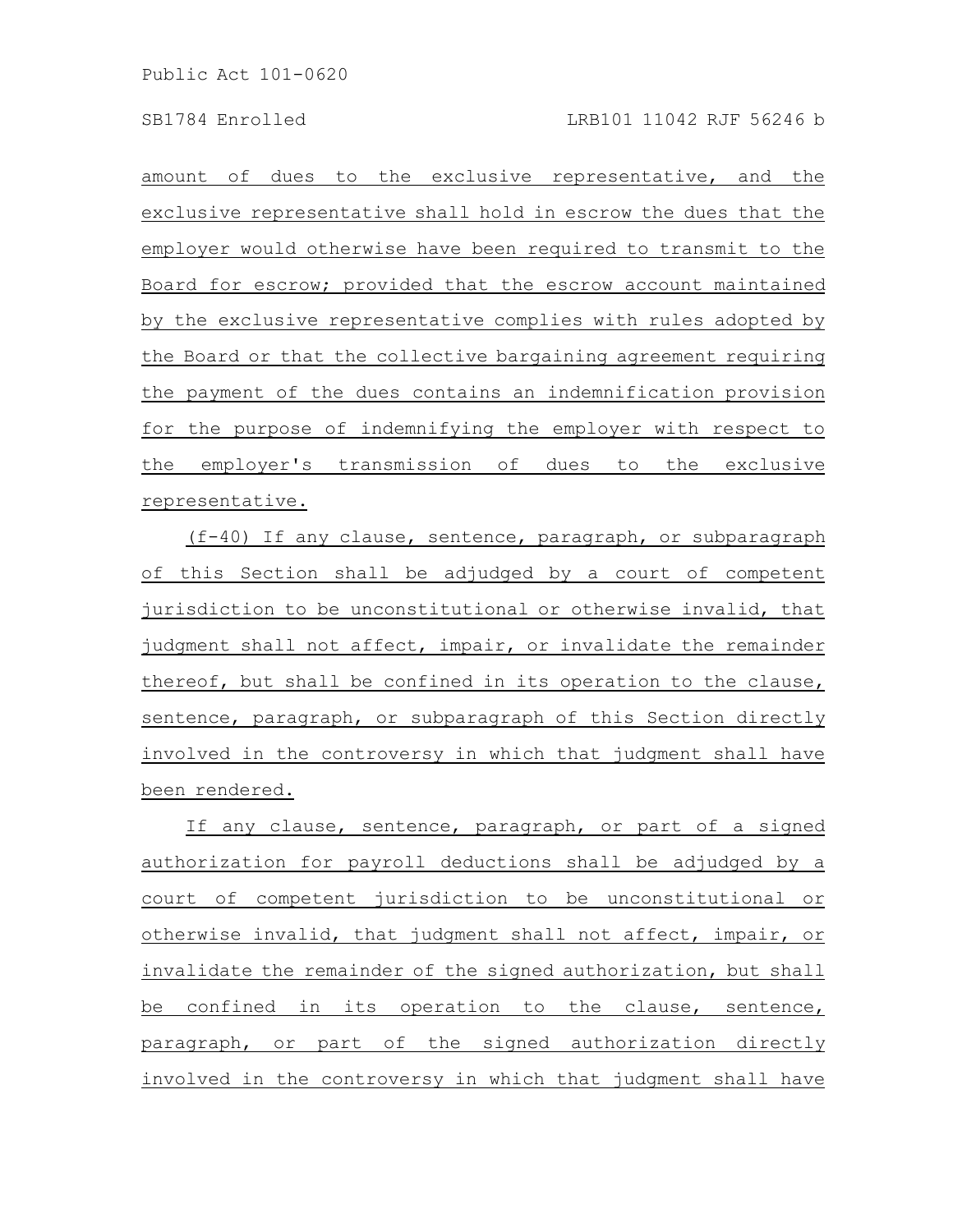amount of dues to the exclusive representative, and the exclusive representative shall hold in escrow the dues that the employer would otherwise have been required to transmit to the Board for escrow; provided that the escrow account maintained by the exclusive representative complies with rules adopted by the Board or that the collective bargaining agreement requiring the payment of the dues contains an indemnification provision for the purpose of indemnifying the employer with respect to the employer's transmission of dues to the exclusive representative.

(f-40) If any clause, sentence, paragraph, or subparagraph of this Section shall be adjudged by a court of competent jurisdiction to be unconstitutional or otherwise invalid, that judgment shall not affect, impair, or invalidate the remainder thereof, but shall be confined in its operation to the clause, sentence, paragraph, or subparagraph of this Section directly involved in the controversy in which that judgment shall have been rendered.

If any clause, sentence, paragraph, or part of a signed authorization for payroll deductions shall be adjudged by a court of competent jurisdiction to be unconstitutional or otherwise invalid, that judgment shall not affect, impair, or invalidate the remainder of the signed authorization, but shall be confined in its operation to the clause, sentence, paragraph, or part of the signed authorization directly involved in the controversy in which that judgment shall have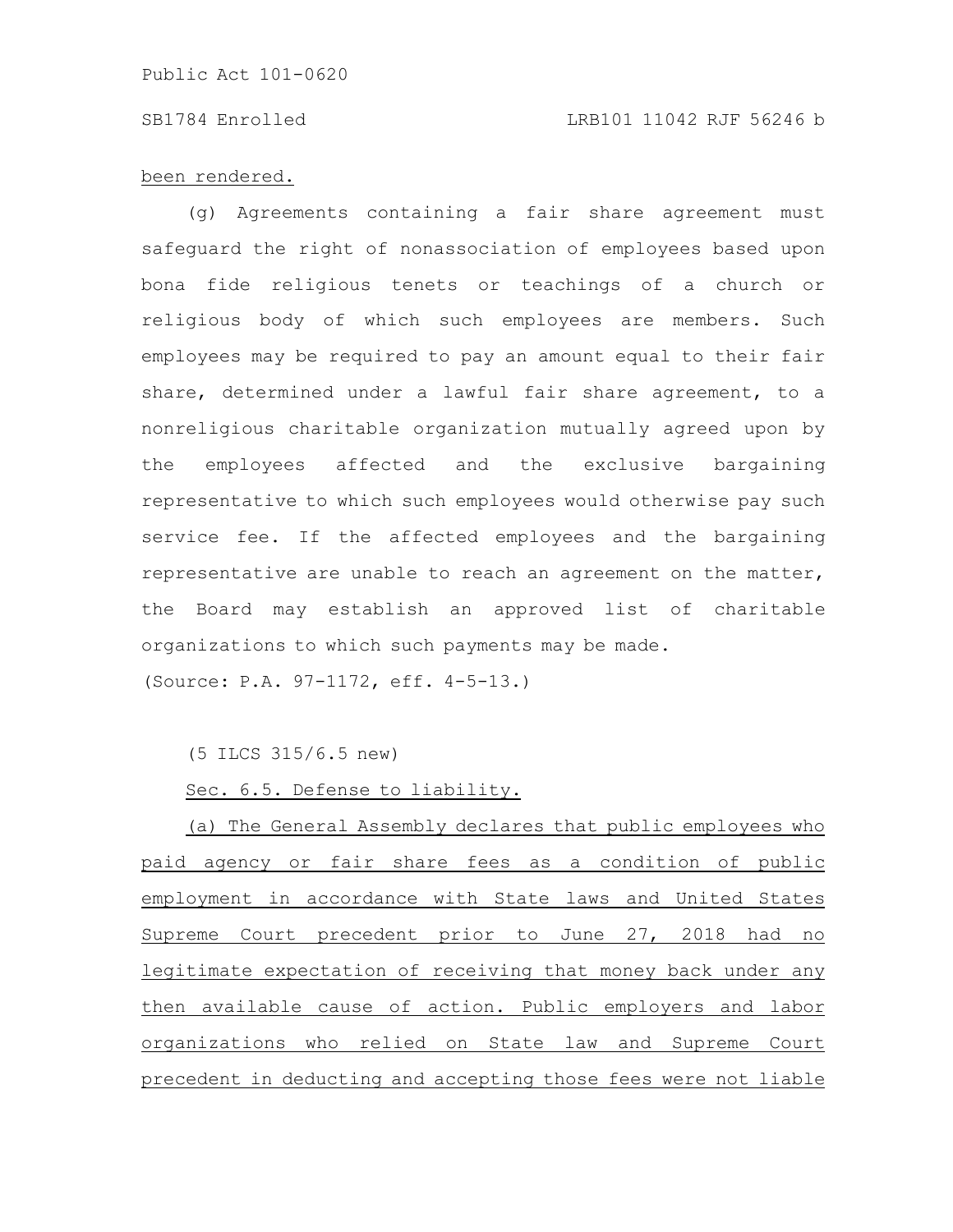been rendered.

(g) Agreements containing a fair share agreement must safeguard the right of nonassociation of employees based upon bona fide religious tenets or teachings of a church or religious body of which such employees are members. Such employees may be required to pay an amount equal to their fair share, determined under a lawful fair share agreement, to a nonreligious charitable organization mutually agreed upon by the employees affected and the exclusive bargaining representative to which such employees would otherwise pay such service fee. If the affected employees and the bargaining representative are unable to reach an agreement on the matter, the Board may establish an approved list of charitable organizations to which such payments may be made.

(Source: P.A. 97-1172, eff. 4-5-13.)

(5 ILCS 315/6.5 new)

Sec. 6.5. Defense to liability.

(a) The General Assembly declares that public employees who paid agency or fair share fees as a condition of public employment in accordance with State laws and United States Supreme Court precedent prior to June 27, 2018 had no legitimate expectation of receiving that money back under any then available cause of action. Public employers and labor organizations who relied on State law and Supreme Court precedent in deducting and accepting those fees were not liable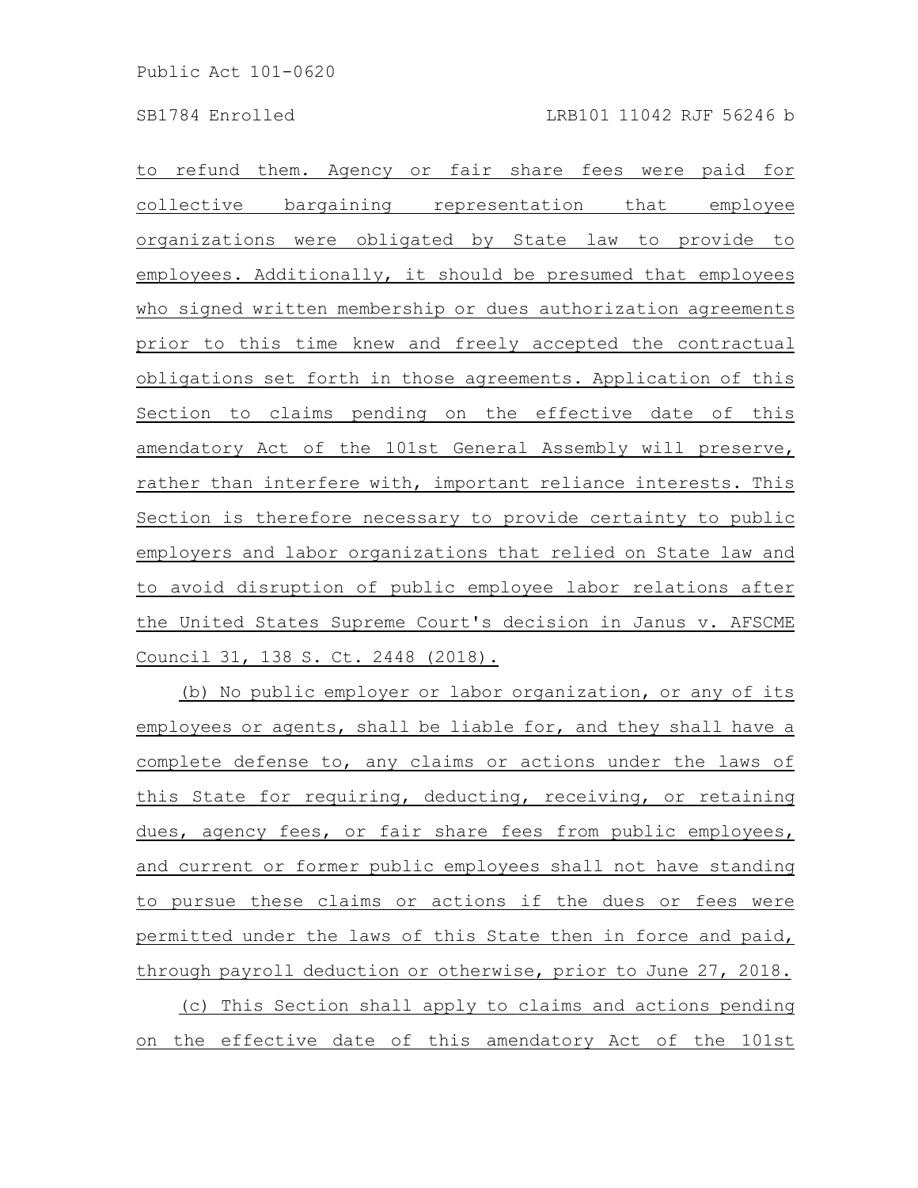to refund them. Agency or fair share fees were paid for collective bargaining representation that employee organizations were obligated by State law to provide to employees. Additionally, it should be presumed that employees who signed written membership or dues authorization agreements prior to this time knew and freely accepted the contractual obligations set forth in those agreements. Application of this Section to claims pending on the effective date of this amendatory Act of the 101st General Assembly will preserve, rather than interfere with, important reliance interests. This Section is therefore necessary to provide certainty to public employers and labor organizations that relied on State law and to avoid disruption of public employee labor relations after the United States Supreme Court's decision in Janus v. AFSCME Council 31, 138 S. Ct. 2448 (2018).

(b) No public employer or labor organization, or any of its employees or agents, shall be liable for, and they shall have a complete defense to, any claims or actions under the laws of this State for requiring, deducting, receiving, or retaining dues, agency fees, or fair share fees from public employees, and current or former public employees shall not have standing to pursue these claims or actions if the dues or fees were permitted under the laws of this State then in force and paid, through payroll deduction or otherwise, prior to June 27, 2018.

(c) This Section shall apply to claims and actions pending on the effective date of this amendatory Act of the 101st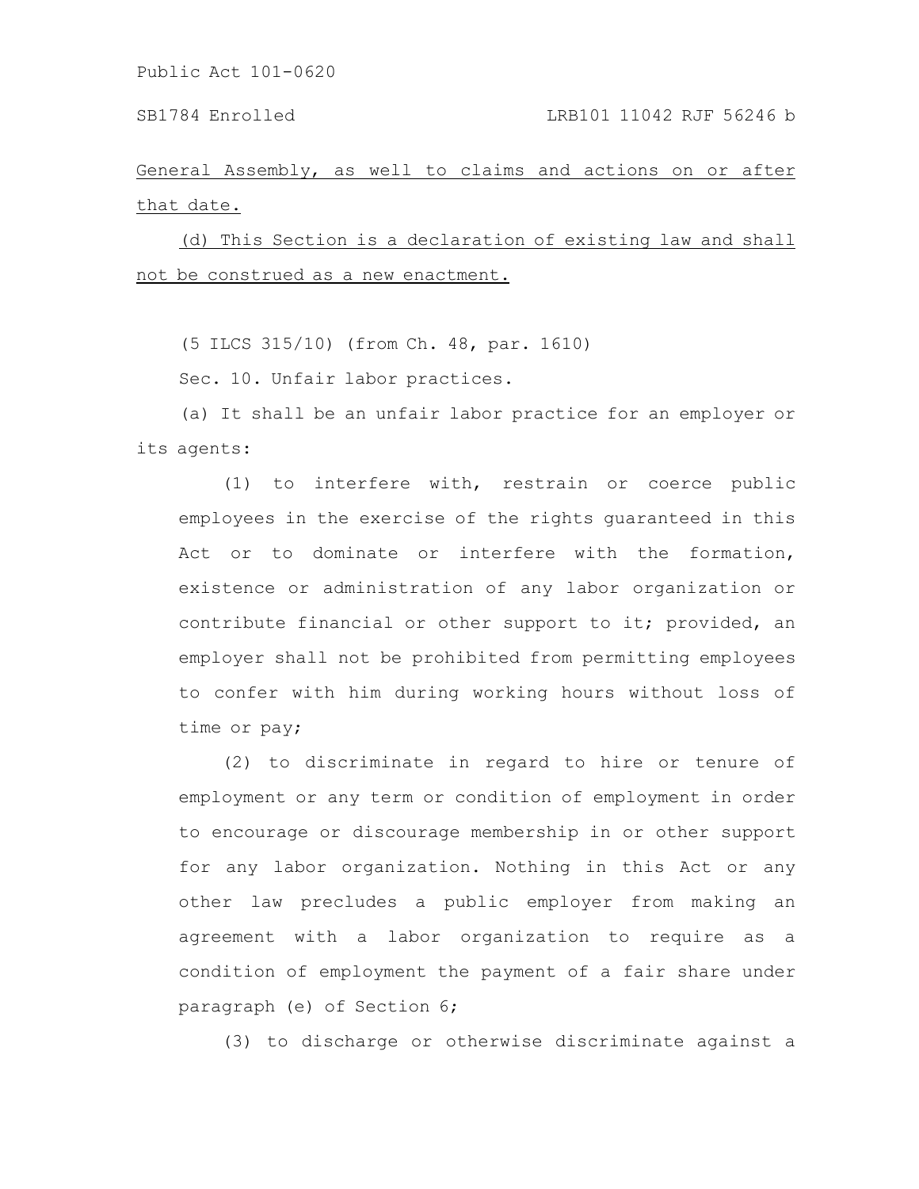General Assembly, as well to claims and actions on or after that date.

(d) This Section is a declaration of existing law and shall not be construed as a new enactment.

(5 ILCS 315/10) (from Ch. 48, par. 1610)

Sec. 10. Unfair labor practices.

(a) It shall be an unfair labor practice for an employer or its agents:

(1) to interfere with, restrain or coerce public employees in the exercise of the rights guaranteed in this Act or to dominate or interfere with the formation, existence or administration of any labor organization or contribute financial or other support to it; provided, an employer shall not be prohibited from permitting employees to confer with him during working hours without loss of time or pay;

(2) to discriminate in regard to hire or tenure of employment or any term or condition of employment in order to encourage or discourage membership in or other support for any labor organization. Nothing in this Act or any other law precludes a public employer from making an agreement with a labor organization to require as a condition of employment the payment of a fair share under paragraph (e) of Section 6;

(3) to discharge or otherwise discriminate against a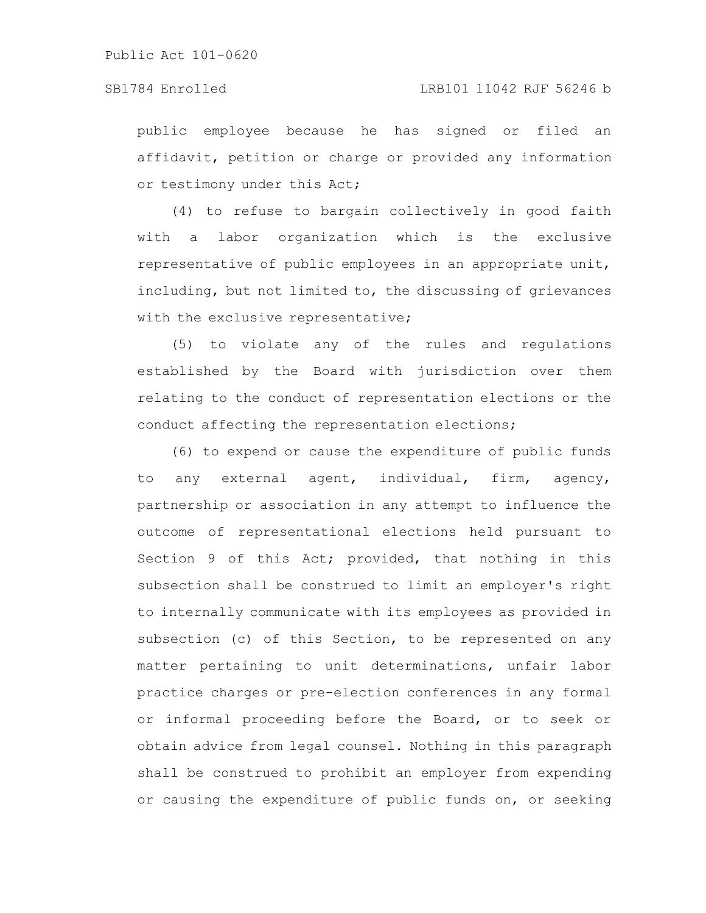public employee because he has signed or filed an affidavit, petition or charge or provided any information or testimony under this Act;

(4) to refuse to bargain collectively in good faith with a labor organization which is the exclusive representative of public employees in an appropriate unit, including, but not limited to, the discussing of grievances with the exclusive representative;

(5) to violate any of the rules and regulations established by the Board with jurisdiction over them relating to the conduct of representation elections or the conduct affecting the representation elections;

(6) to expend or cause the expenditure of public funds to any external agent, individual, firm, agency, partnership or association in any attempt to influence the outcome of representational elections held pursuant to Section 9 of this Act; provided, that nothing in this subsection shall be construed to limit an employer's right to internally communicate with its employees as provided in subsection (c) of this Section, to be represented on any matter pertaining to unit determinations, unfair labor practice charges or pre-election conferences in any formal or informal proceeding before the Board, or to seek or obtain advice from legal counsel. Nothing in this paragraph shall be construed to prohibit an employer from expending or causing the expenditure of public funds on, or seeking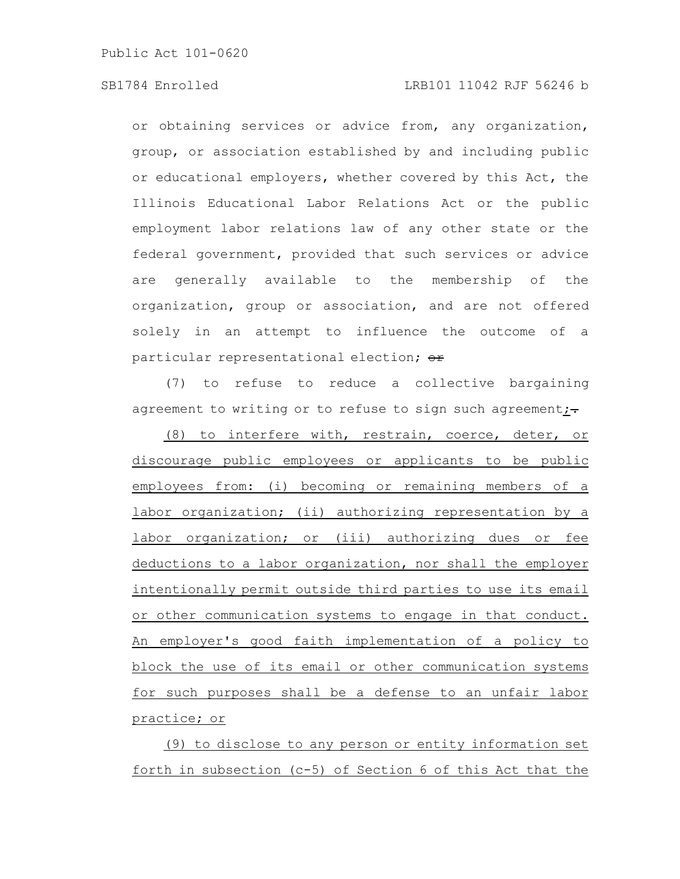or obtaining services or advice from, any organization, group, or association established by and including public or educational employers, whether covered by this Act, the Illinois Educational Labor Relations Act or the public employment labor relations law of any other state or the federal government, provided that such services or advice are generally available to the membership of the organization, group or association, and are not offered solely in an attempt to influence the outcome of a particular representational election; ~~or~~

(7) to refuse to reduce a collective bargaining agreement to writing or to refuse to sign such agreement;~~.~~

(8) to interfere with, restrain, coerce, deter, or discourage public employees or applicants to be public employees from: (i) becoming or remaining members of a labor organization; (ii) authorizing representation by a labor organization; or (iii) authorizing dues or fee deductions to a labor organization, nor shall the employer intentionally permit outside third parties to use its email or other communication systems to engage in that conduct. An employer's good faith implementation of a policy to block the use of its email or other communication systems for such purposes shall be a defense to an unfair labor practice; or

(9) to disclose to any person or entity information set forth in subsection (c-5) of Section 6 of this Act that the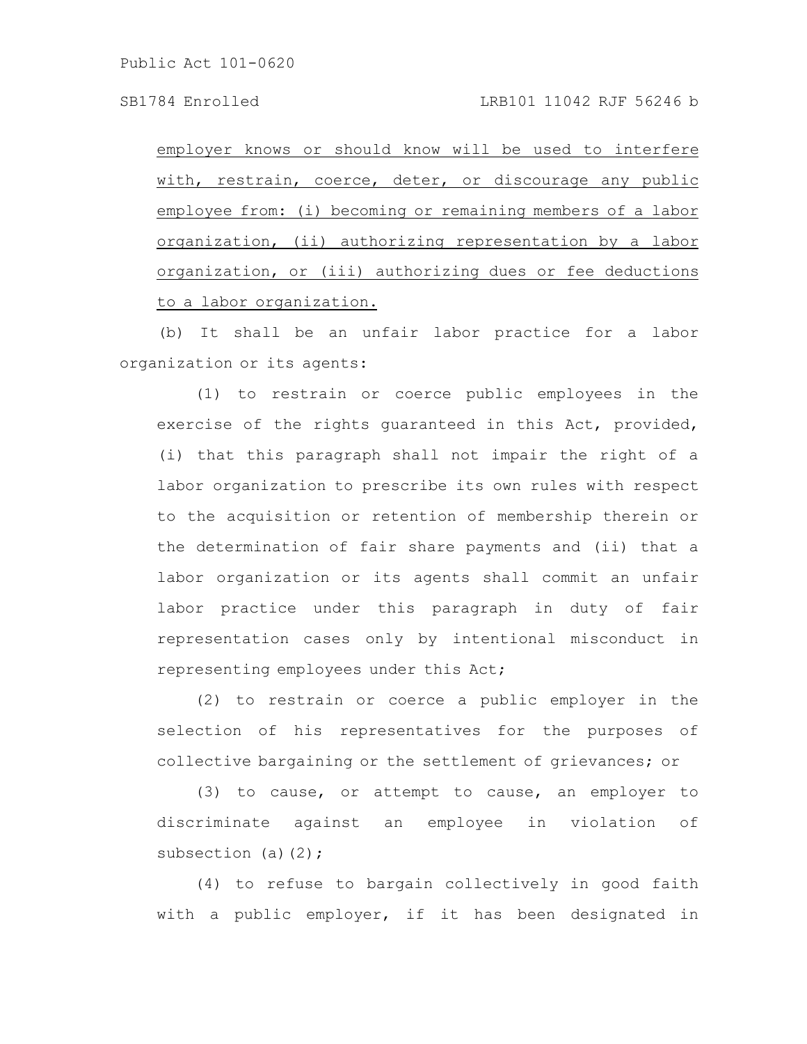employer knows or should know will be used to interfere with, restrain, coerce, deter, or discourage any public employee from: (i) becoming or remaining members of a labor organization, (ii) authorizing representation by a labor organization, or (iii) authorizing dues or fee deductions to a labor organization.

(b) It shall be an unfair labor practice for a labor organization or its agents:

(1) to restrain or coerce public employees in the exercise of the rights guaranteed in this Act, provided, (i) that this paragraph shall not impair the right of a labor organization to prescribe its own rules with respect to the acquisition or retention of membership therein or the determination of fair share payments and (ii) that a labor organization or its agents shall commit an unfair labor practice under this paragraph in duty of fair representation cases only by intentional misconduct in representing employees under this Act;

(2) to restrain or coerce a public employer in the selection of his representatives for the purposes of collective bargaining or the settlement of grievances; or

(3) to cause, or attempt to cause, an employer to discriminate against an employee in violation of subsection (a)(2);

(4) to refuse to bargain collectively in good faith with a public employer, if it has been designated in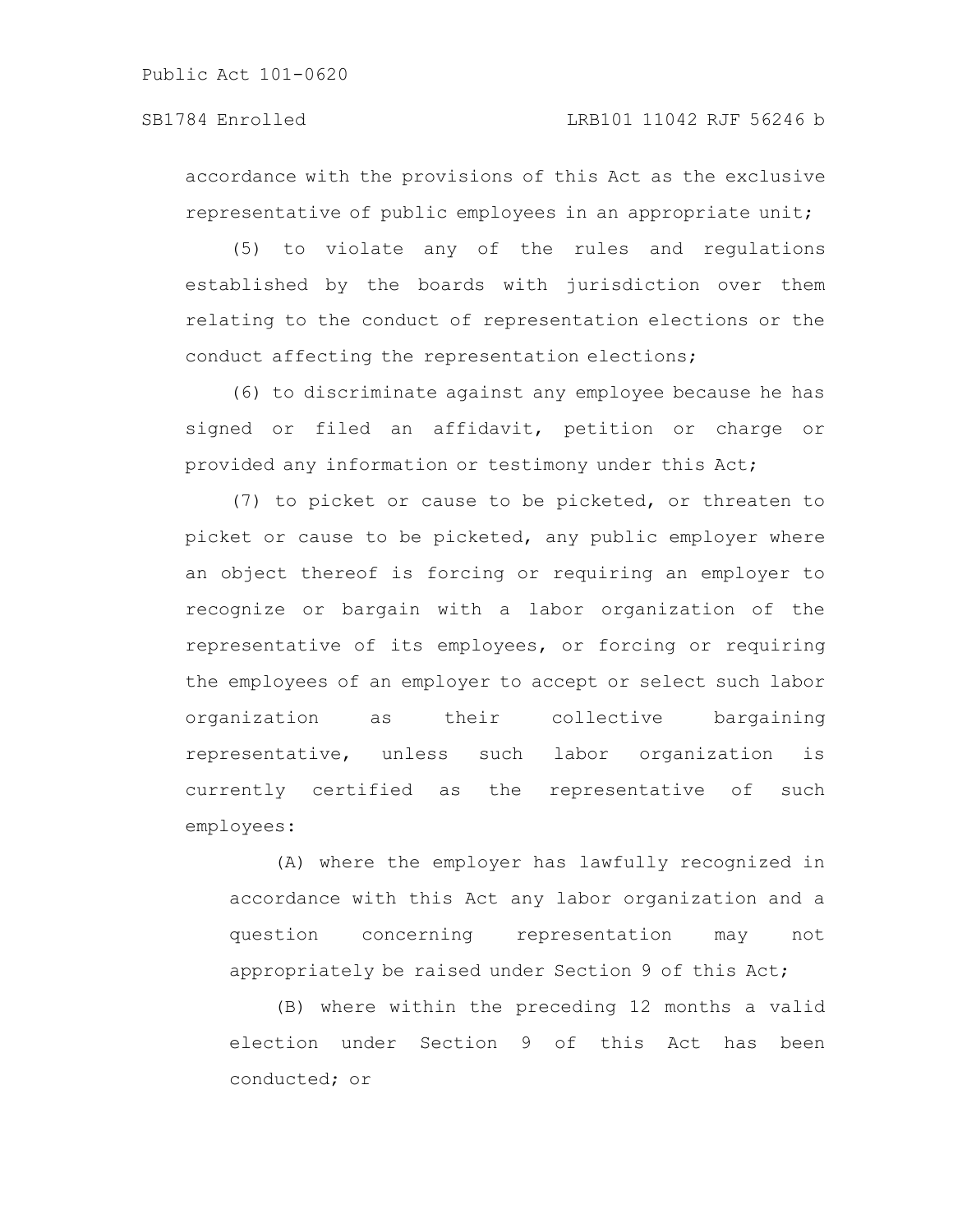accordance with the provisions of this Act as the exclusive representative of public employees in an appropriate unit;

(5) to violate any of the rules and regulations established by the boards with jurisdiction over them relating to the conduct of representation elections or the conduct affecting the representation elections;

(6) to discriminate against any employee because he has signed or filed an affidavit, petition or charge or provided any information or testimony under this Act;

(7) to picket or cause to be picketed, or threaten to picket or cause to be picketed, any public employer where an object thereof is forcing or requiring an employer to recognize or bargain with a labor organization of the representative of its employees, or forcing or requiring the employees of an employer to accept or select such labor organization as their collective bargaining representative, unless such labor organization is currently certified as the representative of such employees:

(A) where the employer has lawfully recognized in accordance with this Act any labor organization and a question concerning representation may not appropriately be raised under Section 9 of this Act;

(B) where within the preceding 12 months a valid election under Section 9 of this Act has been conducted; or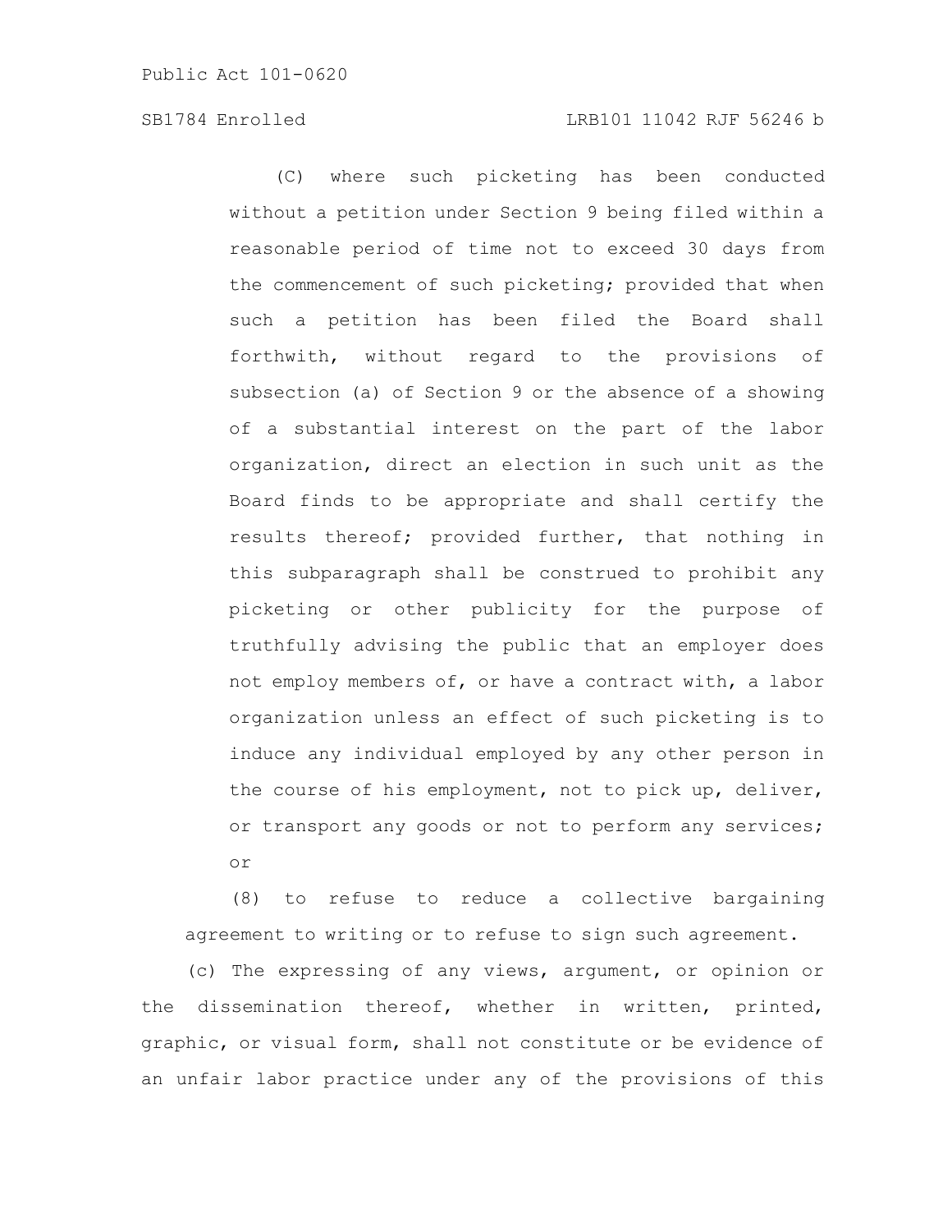(C) where such picketing has been conducted without a petition under Section 9 being filed within a reasonable period of time not to exceed 30 days from the commencement of such picketing; provided that when such a petition has been filed the Board shall forthwith, without regard to the provisions of subsection (a) of Section 9 or the absence of a showing of a substantial interest on the part of the labor organization, direct an election in such unit as the Board finds to be appropriate and shall certify the results thereof; provided further, that nothing in this subparagraph shall be construed to prohibit any picketing or other publicity for the purpose of truthfully advising the public that an employer does not employ members of, or have a contract with, a labor organization unless an effect of such picketing is to induce any individual employed by any other person in the course of his employment, not to pick up, deliver, or transport any goods or not to perform any services; or

(8) to refuse to reduce a collective bargaining agreement to writing or to refuse to sign such agreement.

(c) The expressing of any views, argument, or opinion or the dissemination thereof, whether in written, printed, graphic, or visual form, shall not constitute or be evidence of an unfair labor practice under any of the provisions of this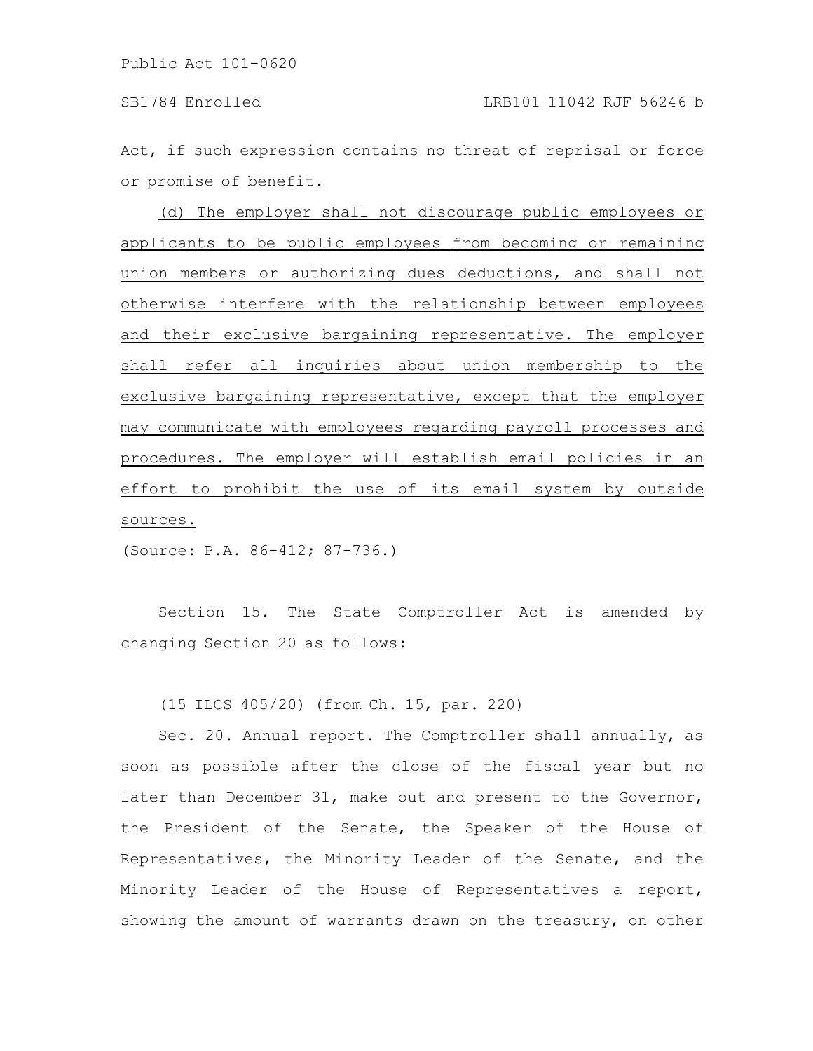Act, if such expression contains no threat of reprisal or force or promise of benefit.

<u>(d) The employer shall not discourage public employees or applicants to be public employees from becoming or remaining union members or authorizing dues deductions, and shall not otherwise interfere with the relationship between employees and their exclusive bargaining representative. The employer shall refer all inquiries about union membership to the exclusive bargaining representative, except that the employer may communicate with employees regarding payroll processes and procedures. The employer will establish email policies in an effort to prohibit the use of its email system by outside sources.</u>

(Source: P.A. 86-412; 87-736.)

Section 15. The State Comptroller Act is amended by changing Section 20 as follows:

(15 ILCS 405/20) (from Ch. 15, par. 220)

Sec. 20. Annual report. The Comptroller shall annually, as soon as possible after the close of the fiscal year but no later than December 31, make out and present to the Governor, the President of the Senate, the Speaker of the House of Representatives, the Minority Leader of the Senate, and the Minority Leader of the House of Representatives a report, showing the amount of warrants drawn on the treasury, on other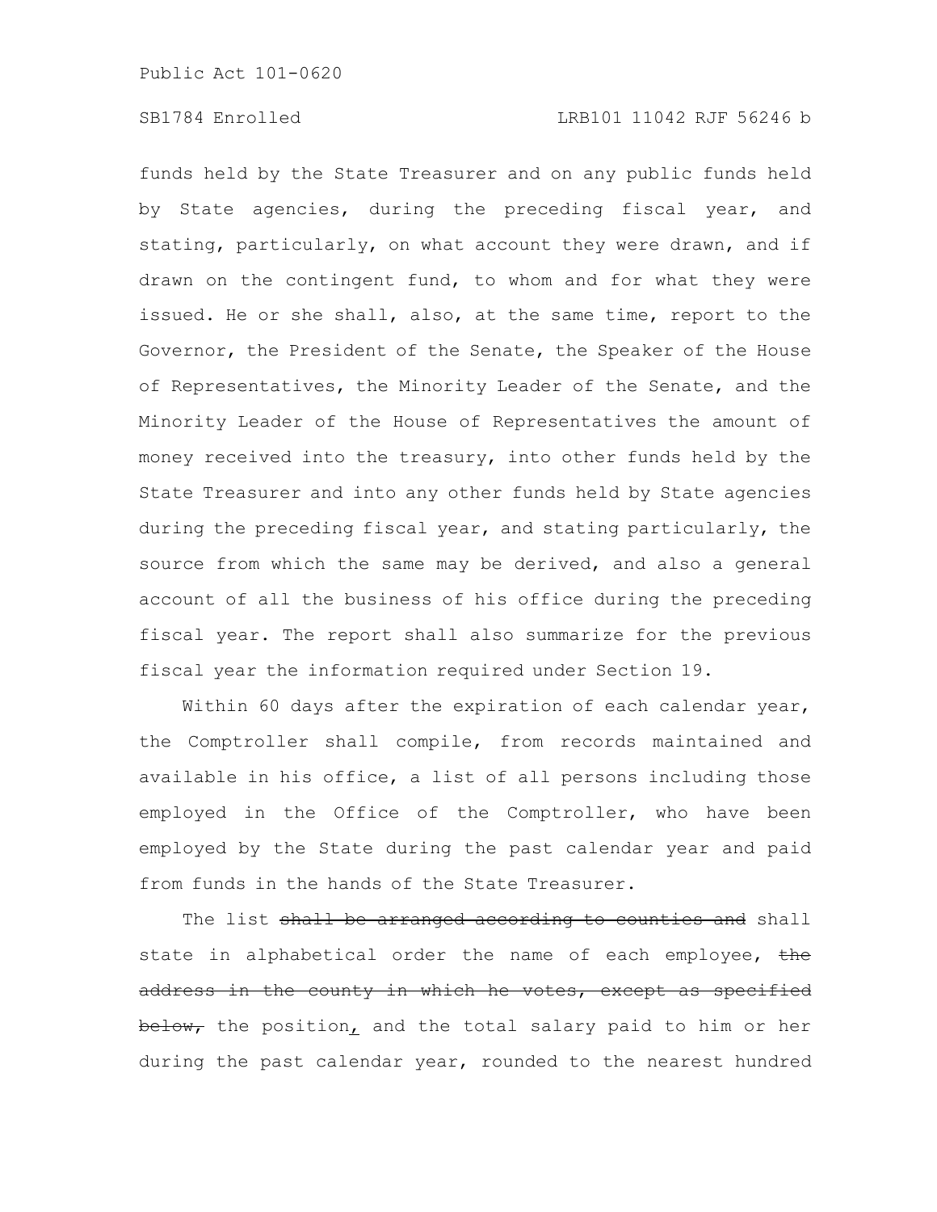funds held by the State Treasurer and on any public funds held by State agencies, during the preceding fiscal year, and stating, particularly, on what account they were drawn, and if drawn on the contingent fund, to whom and for what they were issued. He or she shall, also, at the same time, report to the Governor, the President of the Senate, the Speaker of the House of Representatives, the Minority Leader of the Senate, and the Minority Leader of the House of Representatives the amount of money received into the treasury, into other funds held by the State Treasurer and into any other funds held by State agencies during the preceding fiscal year, and stating particularly, the source from which the same may be derived, and also a general account of all the business of his office during the preceding fiscal year. The report shall also summarize for the previous fiscal year the information required under Section 19.

Within 60 days after the expiration of each calendar year, the Comptroller shall compile, from records maintained and available in his office, a list of all persons including those employed in the Office of the Comptroller, who have been employed by the State during the past calendar year and paid from funds in the hands of the State Treasurer.

The list ~~shall be arranged according to counties and~~ shall state in alphabetical order the name of each employee, ~~the address in the county in which he votes, except as specified below,~~ the position, and the total salary paid to him or her during the past calendar year, rounded to the nearest hundred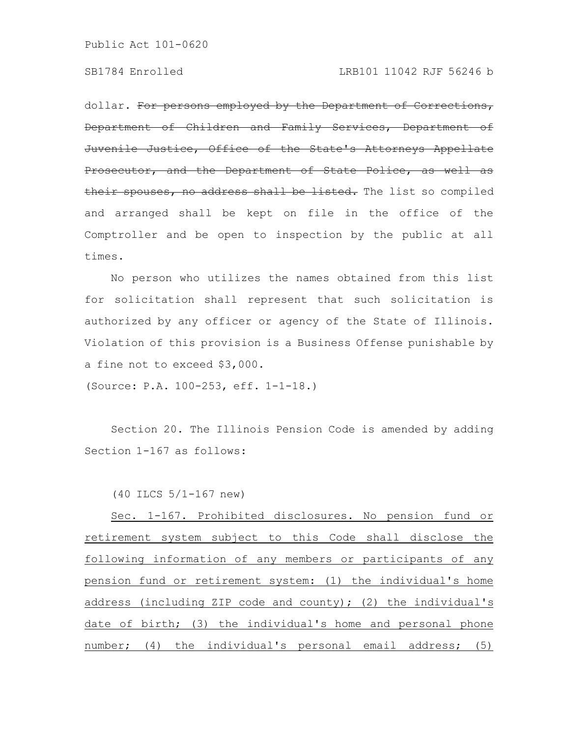dollar. ~~For persons employed by the Department of Corrections, Department of Children and Family Services, Department of Juvenile Justice, Office of the State's Attorneys Appellate Prosecutor, and the Department of State Police, as well as their spouses, no address shall be listed.~~ The list so compiled and arranged shall be kept on file in the office of the Comptroller and be open to inspection by the public at all times.

No person who utilizes the names obtained from this list for solicitation shall represent that such solicitation is authorized by any officer or agency of the State of Illinois. Violation of this provision is a Business Offense punishable by a fine not to exceed $3,000.

(Source: P.A. 100-253, eff. 1-1-18.)

Section 20. The Illinois Pension Code is amended by adding Section 1-167 as follows:

(40 ILCS 5/1-167 new)

<u>Sec. 1-167. Prohibited disclosures. No pension fund or retirement system subject to this Code shall disclose the following information of any members or participants of any pension fund or retirement system: (1) the individual's home address (including ZIP code and county); (2) the individual's date of birth; (3) the individual's home and personal phone number; (4) the individual's personal email address; (5)</u>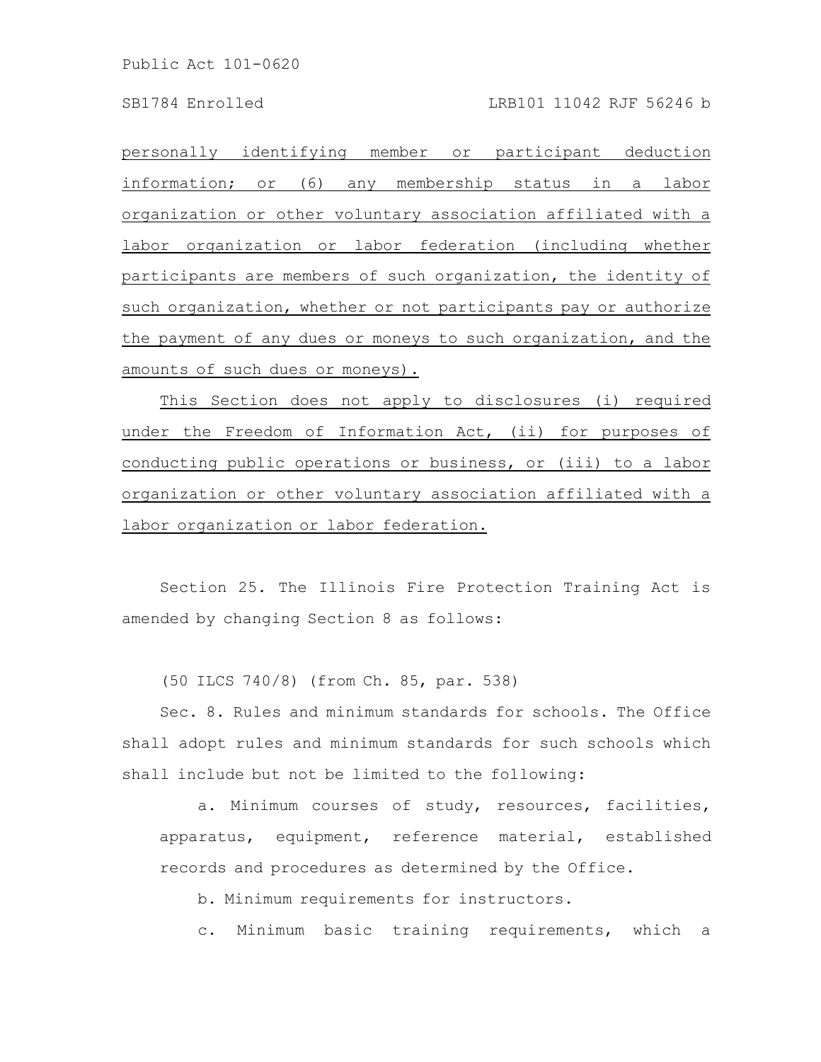personally identifying member or participant deduction information; or (6) any membership status in a labor organization or other voluntary association affiliated with a labor organization or labor federation (including whether participants are members of such organization, the identity of such organization, whether or not participants pay or authorize the payment of any dues or moneys to such organization, and the amounts of such dues or moneys).

This Section does not apply to disclosures (i) required under the Freedom of Information Act, (ii) for purposes of conducting public operations or business, or (iii) to a labor organization or other voluntary association affiliated with a labor organization or labor federation.

Section 25. The Illinois Fire Protection Training Act is amended by changing Section 8 as follows:

(50 ILCS 740/8) (from Ch. 85, par. 538)

Sec. 8. Rules and minimum standards for schools. The Office shall adopt rules and minimum standards for such schools which shall include but not be limited to the following:

a. Minimum courses of study, resources, facilities, apparatus, equipment, reference material, established records and procedures as determined by the Office.

b. Minimum requirements for instructors.

c. Minimum basic training requirements, which a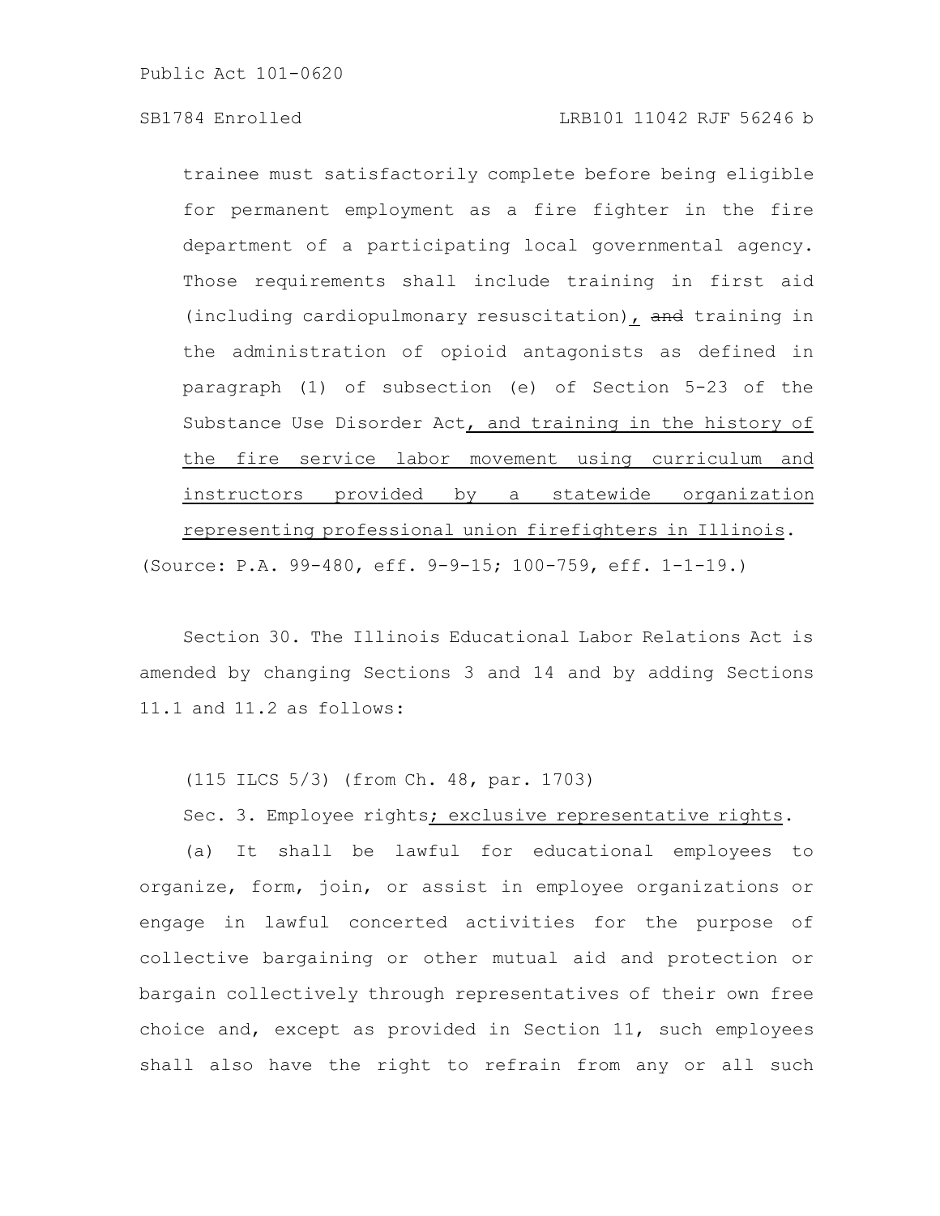trainee must satisfactorily complete before being eligible for permanent employment as a fire fighter in the fire department of a participating local governmental agency. Those requirements shall include training in first aid (including cardiopulmonary resuscitation), ~~and~~ training in the administration of opioid antagonists as defined in paragraph (1) of subsection (e) of Section 5-23 of the Substance Use Disorder Act, and training in the history of the fire service labor movement using curriculum and instructors provided by a statewide organization representing professional union firefighters in Illinois.

(Source: P.A. 99-480, eff. 9-9-15; 100-759, eff. 1-1-19.)

Section 30. The Illinois Educational Labor Relations Act is amended by changing Sections 3 and 14 and by adding Sections 11.1 and 11.2 as follows:

(115 ILCS 5/3) (from Ch. 48, par. 1703)

Sec. 3. Employee rights; exclusive representative rights.

(a) It shall be lawful for educational employees to organize, form, join, or assist in employee organizations or engage in lawful concerted activities for the purpose of collective bargaining or other mutual aid and protection or bargain collectively through representatives of their own free choice and, except as provided in Section 11, such employees shall also have the right to refrain from any or all such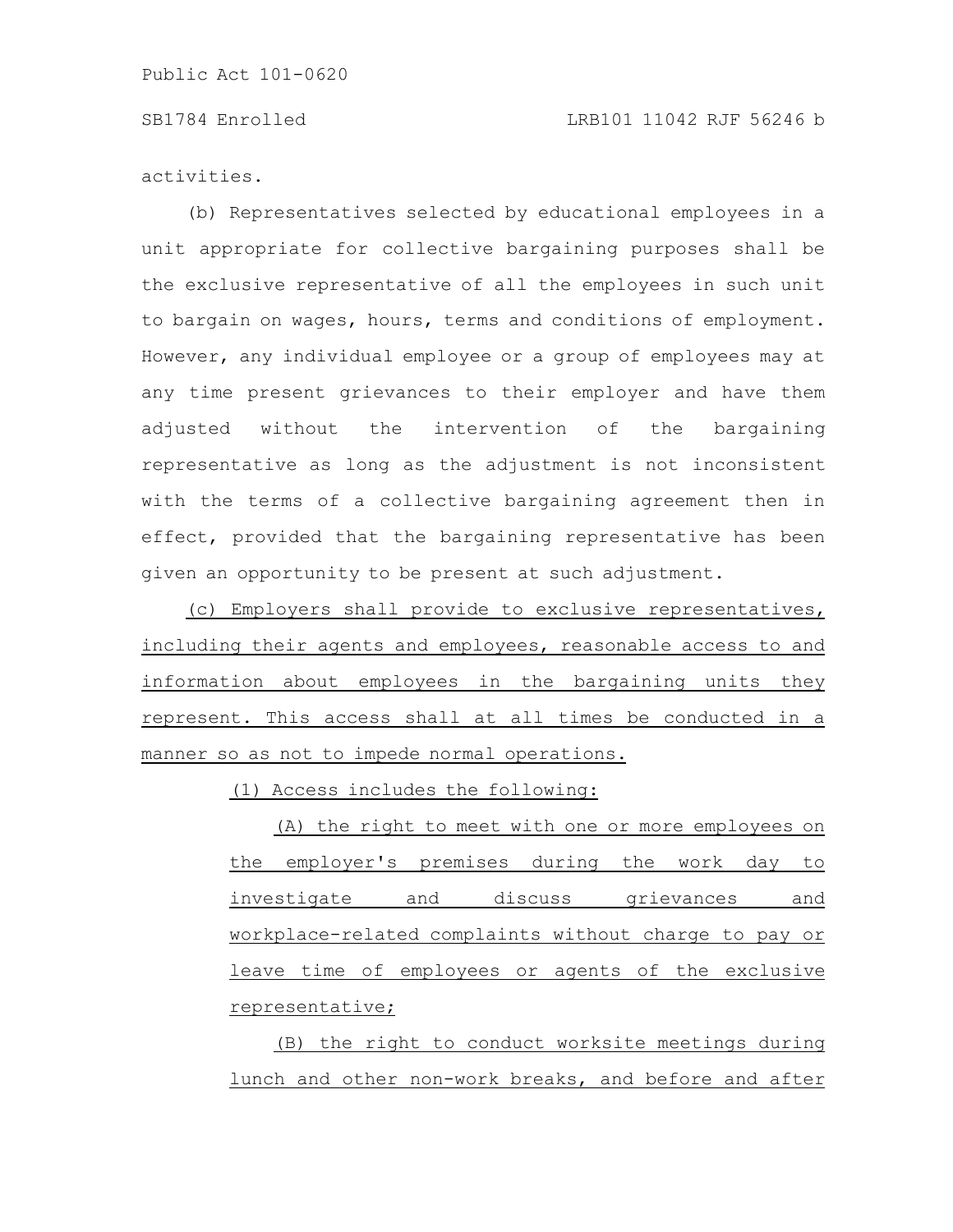activities.

(b) Representatives selected by educational employees in a unit appropriate for collective bargaining purposes shall be the exclusive representative of all the employees in such unit to bargain on wages, hours, terms and conditions of employment. However, any individual employee or a group of employees may at any time present grievances to their employer and have them adjusted without the intervention of the bargaining representative as long as the adjustment is not inconsistent with the terms of a collective bargaining agreement then in effect, provided that the bargaining representative has been given an opportunity to be present at such adjustment.

<u>(c) Employers shall provide to exclusive representatives, including their agents and employees, reasonable access to and information about employees in the bargaining units they represent. This access shall at all times be conducted in a manner so as not to impede normal operations.</u>

<u>(1) Access includes the following:</u>

<u>(A) the right to meet with one or more employees on the employer's premises during the work day to investigate and discuss grievances and workplace-related complaints without charge to pay or leave time of employees or agents of the exclusive representative;</u>

<u>(B) the right to conduct worksite meetings during lunch and other non-work breaks, and before and after</u>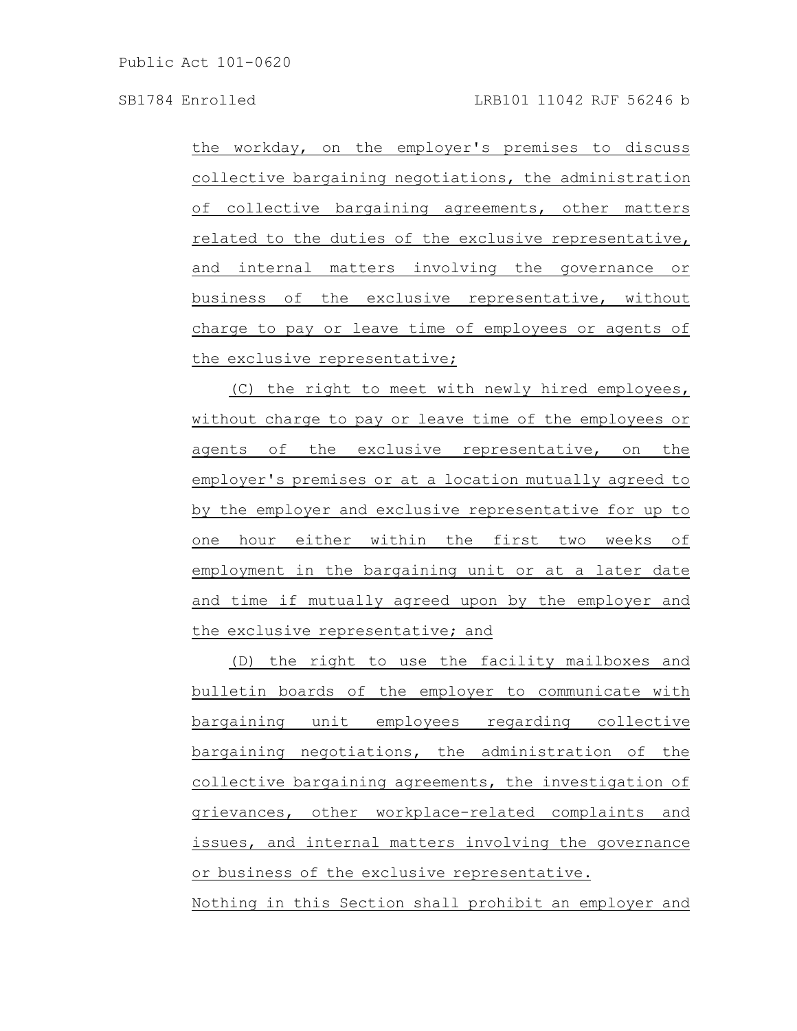the workday, on the employer's premises to discuss collective bargaining negotiations, the administration of collective bargaining agreements, other matters related to the duties of the exclusive representative, and internal matters involving the governance or business of the exclusive representative, without charge to pay or leave time of employees or agents of the exclusive representative;

(C) the right to meet with newly hired employees, without charge to pay or leave time of the employees or agents of the exclusive representative, on the employer's premises or at a location mutually agreed to by the employer and exclusive representative for up to one hour either within the first two weeks of employment in the bargaining unit or at a later date and time if mutually agreed upon by the employer and the exclusive representative; and

(D) the right to use the facility mailboxes and bulletin boards of the employer to communicate with bargaining unit employees regarding collective bargaining negotiations, the administration of the collective bargaining agreements, the investigation of grievances, other workplace-related complaints and issues, and internal matters involving the governance or business of the exclusive representative.

Nothing in this Section shall prohibit an employer and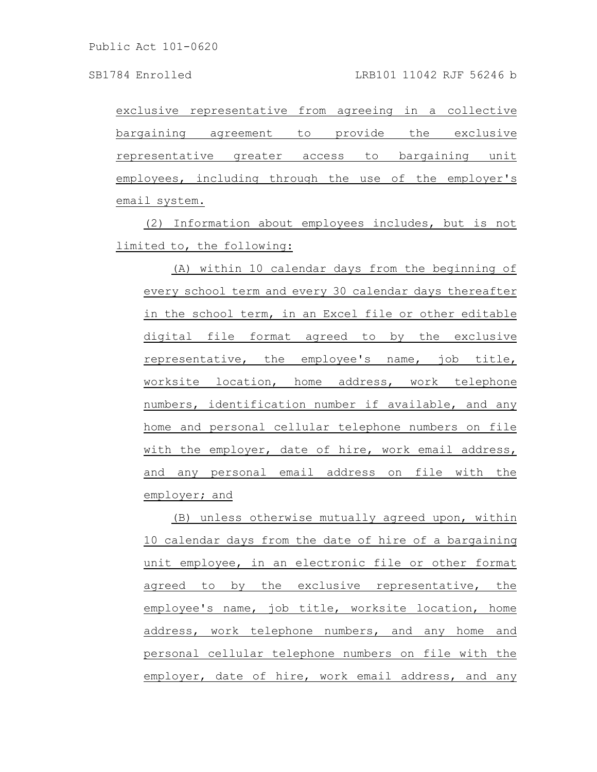exclusive representative from agreeing in a collective bargaining agreement to provide the exclusive representative greater access to bargaining unit employees, including through the use of the employer's email system.

(2) Information about employees includes, but is not limited to, the following:

(A) within 10 calendar days from the beginning of every school term and every 30 calendar days thereafter in the school term, in an Excel file or other editable digital file format agreed to by the exclusive representative, the employee's name, job title, worksite location, home address, work telephone numbers, identification number if available, and any home and personal cellular telephone numbers on file with the employer, date of hire, work email address, and any personal email address on file with the employer; and

(B) unless otherwise mutually agreed upon, within 10 calendar days from the date of hire of a bargaining unit employee, in an electronic file or other format agreed to by the exclusive representative, the employee's name, job title, worksite location, home address, work telephone numbers, and any home and personal cellular telephone numbers on file with the employer, date of hire, work email address, and any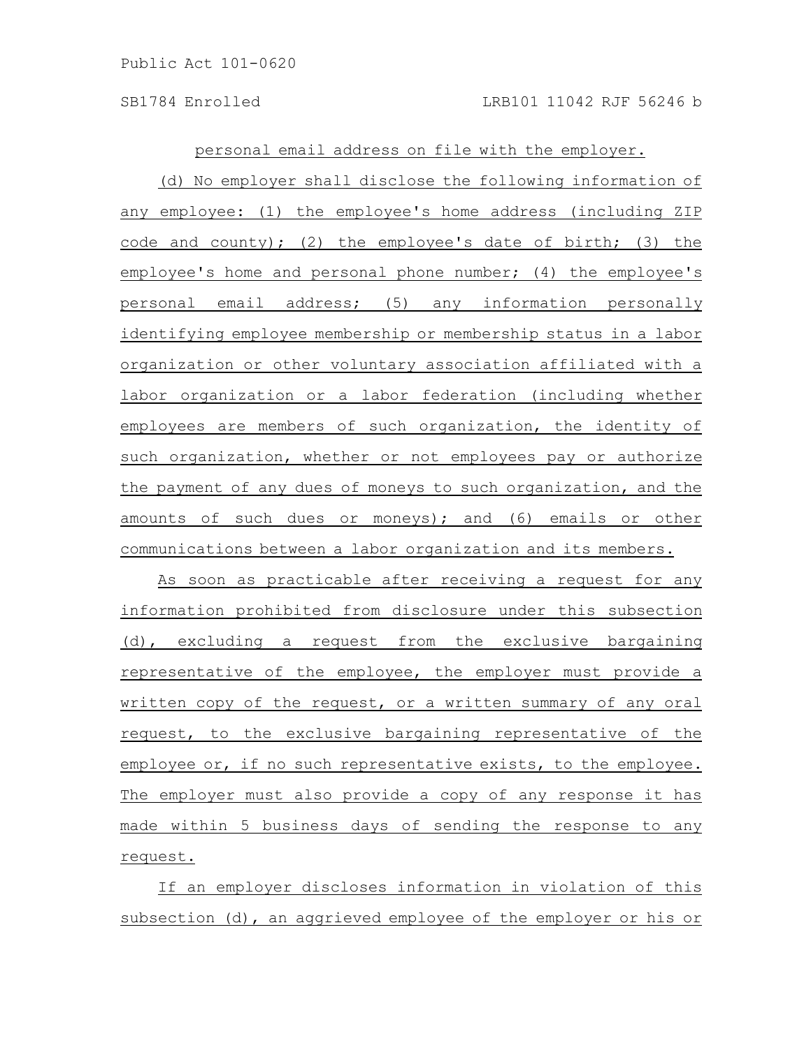personal email address on file with the employer.

(d) No employer shall disclose the following information of any employee: (1) the employee's home address (including ZIP code and county); (2) the employee's date of birth; (3) the employee's home and personal phone number; (4) the employee's personal email address; (5) any information personally identifying employee membership or membership status in a labor organization or other voluntary association affiliated with a labor organization or a labor federation (including whether employees are members of such organization, the identity of such organization, whether or not employees pay or authorize the payment of any dues of moneys to such organization, and the amounts of such dues or moneys); and (6) emails or other communications between a labor organization and its members.

As soon as practicable after receiving a request for any information prohibited from disclosure under this subsection (d), excluding a request from the exclusive bargaining representative of the employee, the employer must provide a written copy of the request, or a written summary of any oral request, to the exclusive bargaining representative of the employee or, if no such representative exists, to the employee. The employer must also provide a copy of any response it has made within 5 business days of sending the response to any request.

If an employer discloses information in violation of this subsection (d), an aggrieved employee of the employer or his or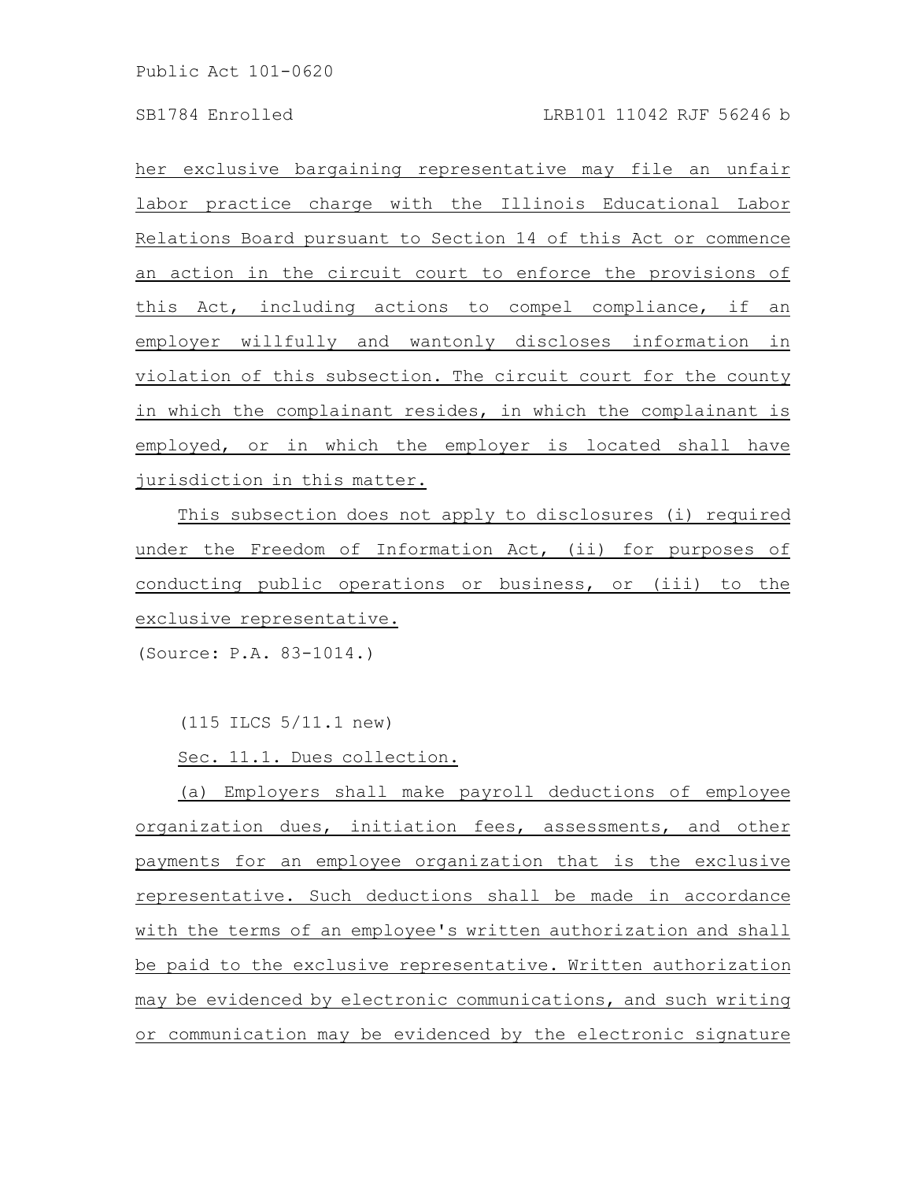her exclusive bargaining representative may file an unfair labor practice charge with the Illinois Educational Labor Relations Board pursuant to Section 14 of this Act or commence an action in the circuit court to enforce the provisions of this Act, including actions to compel compliance, if an employer willfully and wantonly discloses information in violation of this subsection. The circuit court for the county in which the complainant resides, in which the complainant is employed, or in which the employer is located shall have jurisdiction in this matter.

This subsection does not apply to disclosures (i) required under the Freedom of Information Act, (ii) for purposes of conducting public operations or business, or (iii) to the exclusive representative.

(Source: P.A. 83-1014.)

(115 ILCS 5/11.1 new)

Sec. 11.1. Dues collection.

(a) Employers shall make payroll deductions of employee organization dues, initiation fees, assessments, and other payments for an employee organization that is the exclusive representative. Such deductions shall be made in accordance with the terms of an employee's written authorization and shall be paid to the exclusive representative. Written authorization may be evidenced by electronic communications, and such writing or communication may be evidenced by the electronic signature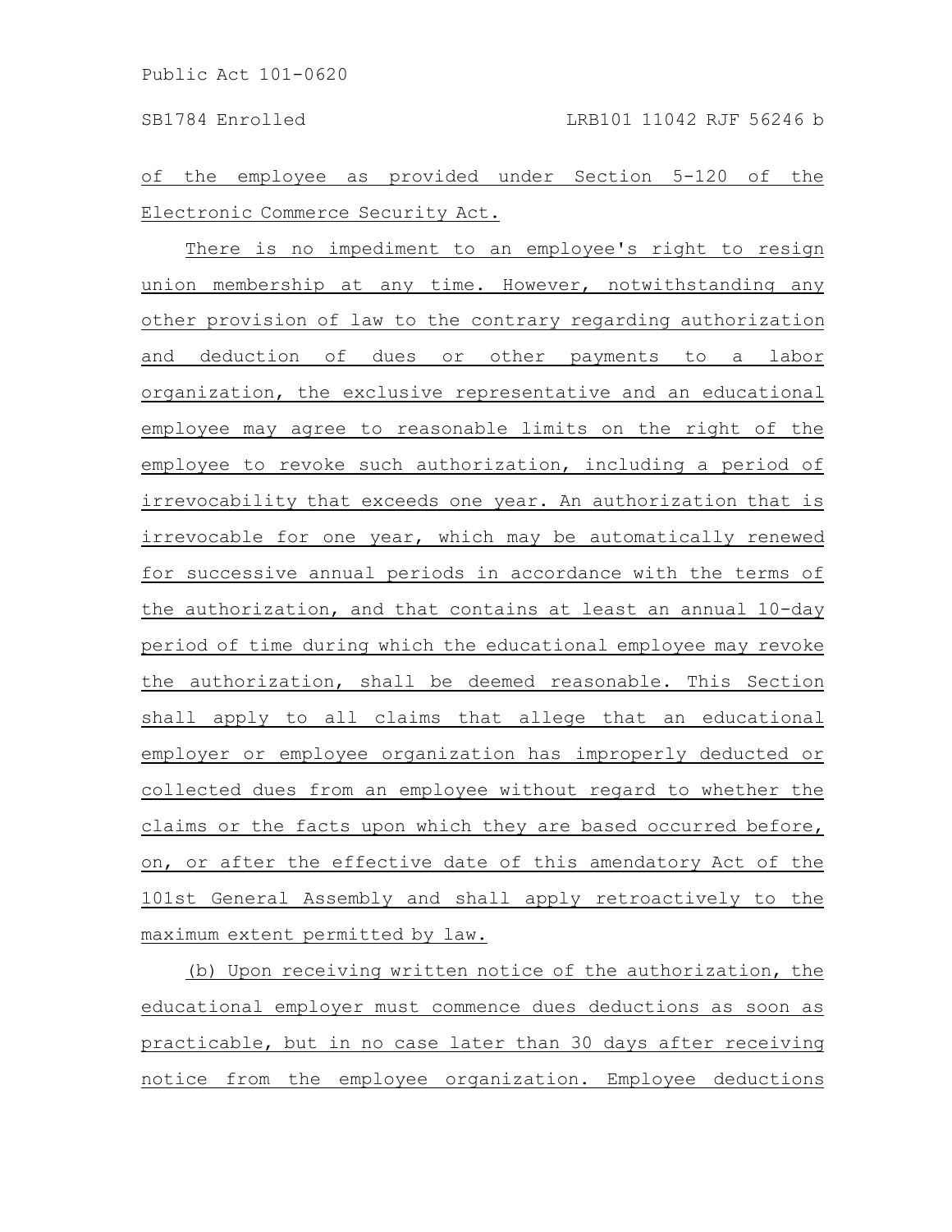of the employee as provided under Section 5-120 of the Electronic Commerce Security Act.

There is no impediment to an employee's right to resign union membership at any time. However, notwithstanding any other provision of law to the contrary regarding authorization and deduction of dues or other payments to a labor organization, the exclusive representative and an educational employee may agree to reasonable limits on the right of the employee to revoke such authorization, including a period of irrevocability that exceeds one year. An authorization that is irrevocable for one year, which may be automatically renewed for successive annual periods in accordance with the terms of the authorization, and that contains at least an annual 10-day period of time during which the educational employee may revoke the authorization, shall be deemed reasonable. This Section shall apply to all claims that allege that an educational employer or employee organization has improperly deducted or collected dues from an employee without regard to whether the claims or the facts upon which they are based occurred before, on, or after the effective date of this amendatory Act of the 101st General Assembly and shall apply retroactively to the maximum extent permitted by law.

(b) Upon receiving written notice of the authorization, the educational employer must commence dues deductions as soon as practicable, but in no case later than 30 days after receiving notice from the employee organization. Employee deductions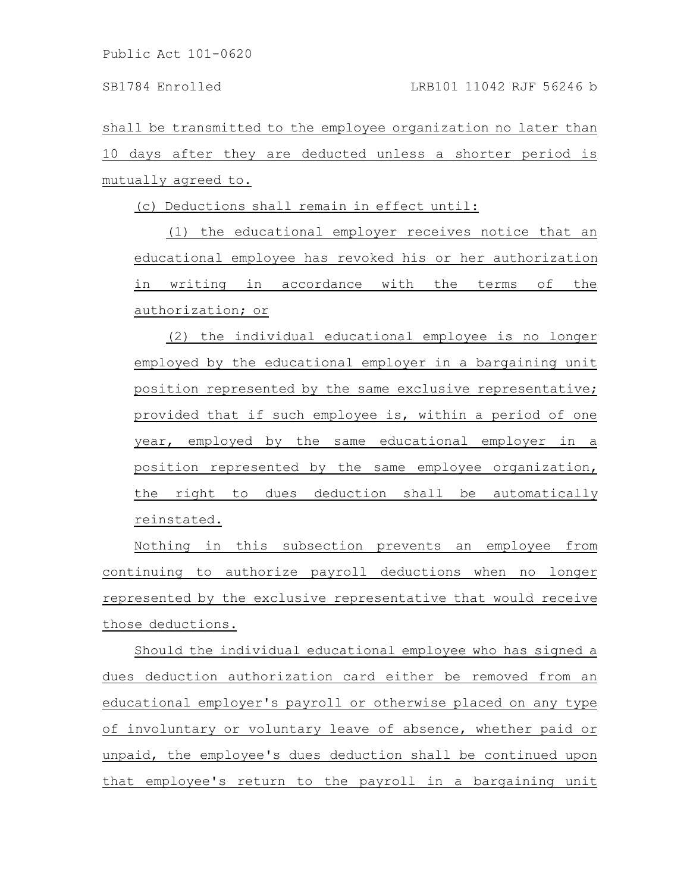shall be transmitted to the employee organization no later than 10 days after they are deducted unless a shorter period is mutually agreed to.

(c) Deductions shall remain in effect until:

(1) the educational employer receives notice that an educational employee has revoked his or her authorization in writing in accordance with the terms of the authorization; or

(2) the individual educational employee is no longer employed by the educational employer in a bargaining unit position represented by the same exclusive representative; provided that if such employee is, within a period of one year, employed by the same educational employer in a position represented by the same employee organization, the right to dues deduction shall be automatically reinstated.

Nothing in this subsection prevents an employee from continuing to authorize payroll deductions when no longer represented by the exclusive representative that would receive those deductions.

Should the individual educational employee who has signed a dues deduction authorization card either be removed from an educational employer's payroll or otherwise placed on any type of involuntary or voluntary leave of absence, whether paid or unpaid, the employee's dues deduction shall be continued upon that employee's return to the payroll in a bargaining unit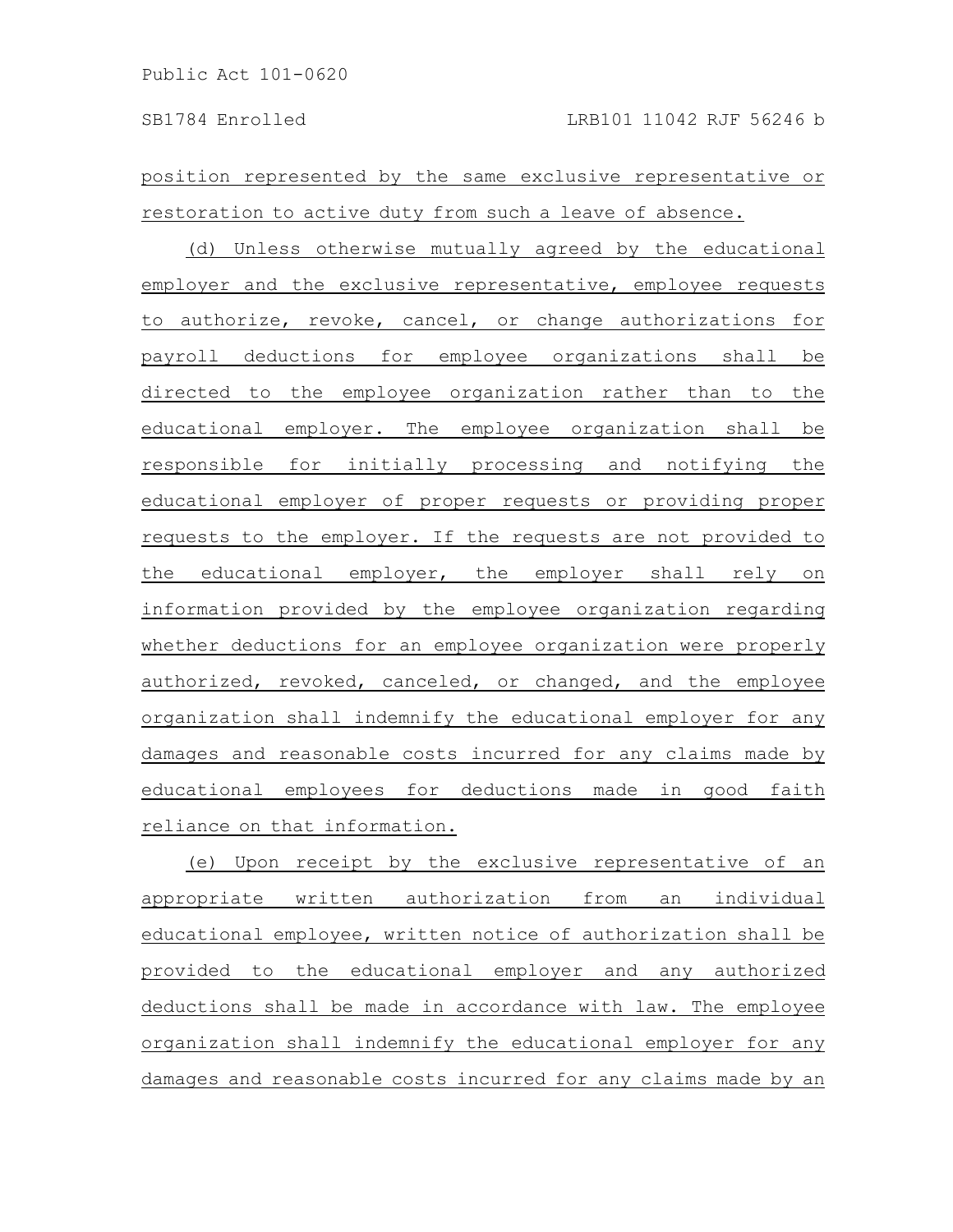position represented by the same exclusive representative or restoration to active duty from such a leave of absence.

(d) Unless otherwise mutually agreed by the educational employer and the exclusive representative, employee requests to authorize, revoke, cancel, or change authorizations for payroll deductions for employee organizations shall be directed to the employee organization rather than to the educational employer. The employee organization shall be responsible for initially processing and notifying the educational employer of proper requests or providing proper requests to the employer. If the requests are not provided to the educational employer, the employer shall rely on information provided by the employee organization regarding whether deductions for an employee organization were properly authorized, revoked, canceled, or changed, and the employee organization shall indemnify the educational employer for any damages and reasonable costs incurred for any claims made by educational employees for deductions made in good faith reliance on that information.

(e) Upon receipt by the exclusive representative of an appropriate written authorization from an individual educational employee, written notice of authorization shall be provided to the educational employer and any authorized deductions shall be made in accordance with law. The employee organization shall indemnify the educational employer for any damages and reasonable costs incurred for any claims made by an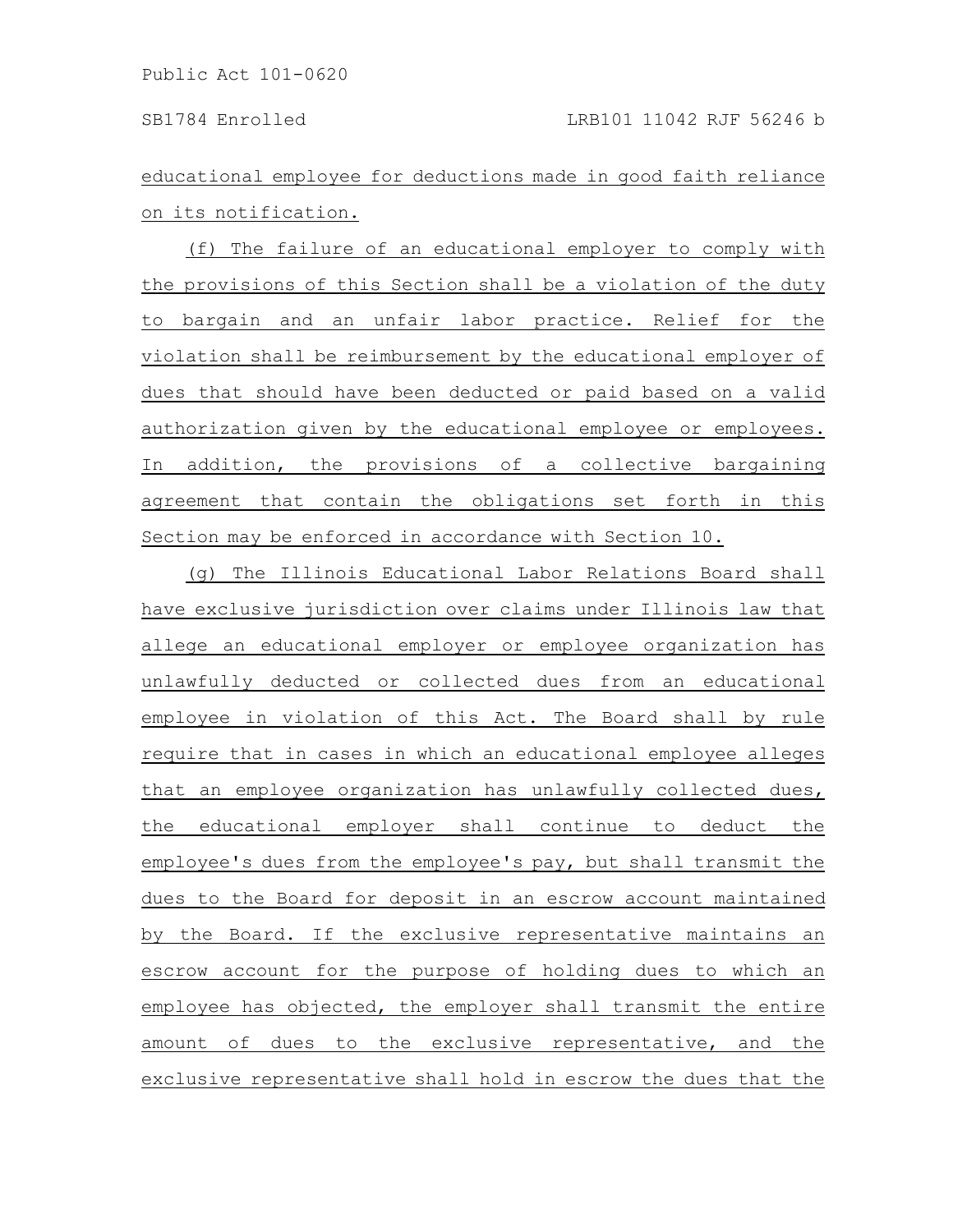educational employee for deductions made in good faith reliance on its notification.

(f) The failure of an educational employer to comply with the provisions of this Section shall be a violation of the duty to bargain and an unfair labor practice. Relief for the violation shall be reimbursement by the educational employer of dues that should have been deducted or paid based on a valid authorization given by the educational employee or employees. In addition, the provisions of a collective bargaining agreement that contain the obligations set forth in this Section may be enforced in accordance with Section 10.

(g) The Illinois Educational Labor Relations Board shall have exclusive jurisdiction over claims under Illinois law that allege an educational employer or employee organization has unlawfully deducted or collected dues from an educational employee in violation of this Act. The Board shall by rule require that in cases in which an educational employee alleges that an employee organization has unlawfully collected dues, the educational employer shall continue to deduct the employee's dues from the employee's pay, but shall transmit the dues to the Board for deposit in an escrow account maintained by the Board. If the exclusive representative maintains an escrow account for the purpose of holding dues to which an employee has objected, the employer shall transmit the entire amount of dues to the exclusive representative, and the exclusive representative shall hold in escrow the dues that the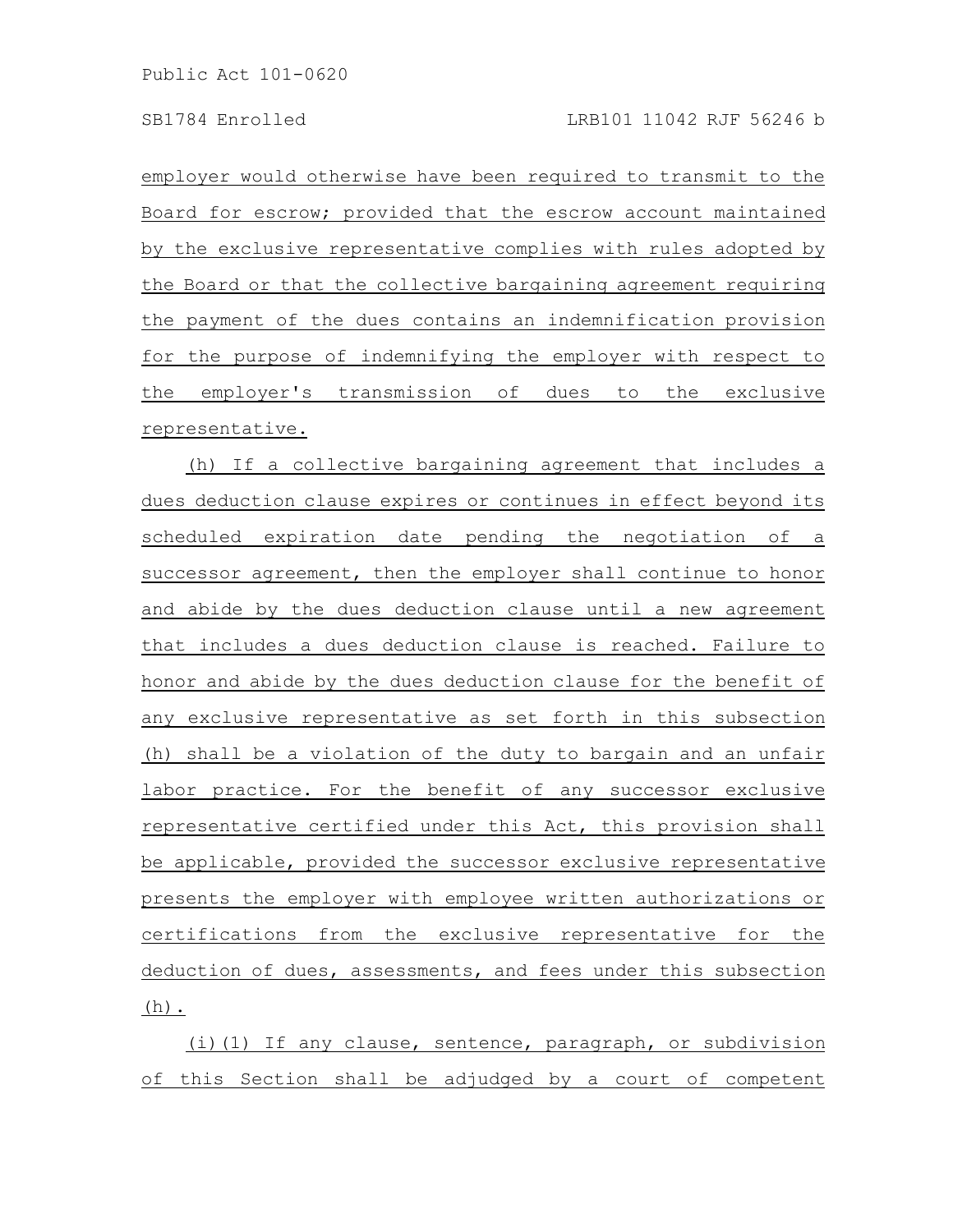employer would otherwise have been required to transmit to the Board for escrow; provided that the escrow account maintained by the exclusive representative complies with rules adopted by the Board or that the collective bargaining agreement requiring the payment of the dues contains an indemnification provision for the purpose of indemnifying the employer with respect to the employer's transmission of dues to the exclusive representative.

(h) If a collective bargaining agreement that includes a dues deduction clause expires or continues in effect beyond its scheduled expiration date pending the negotiation of a successor agreement, then the employer shall continue to honor and abide by the dues deduction clause until a new agreement that includes a dues deduction clause is reached. Failure to honor and abide by the dues deduction clause for the benefit of any exclusive representative as set forth in this subsection (h) shall be a violation of the duty to bargain and an unfair labor practice. For the benefit of any successor exclusive representative certified under this Act, this provision shall be applicable, provided the successor exclusive representative presents the employer with employee written authorizations or certifications from the exclusive representative for the deduction of dues, assessments, and fees under this subsection (h).

(i)(1) If any clause, sentence, paragraph, or subdivision of this Section shall be adjudged by a court of competent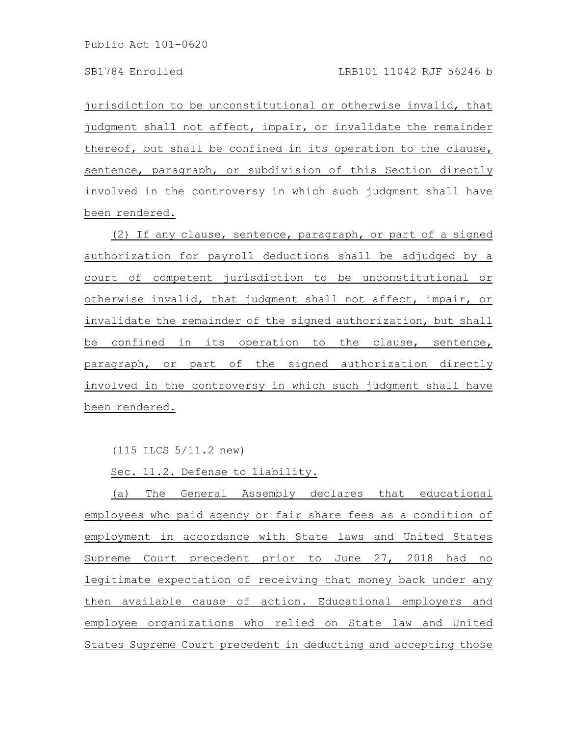jurisdiction to be unconstitutional or otherwise invalid, that judgment shall not affect, impair, or invalidate the remainder thereof, but shall be confined in its operation to the clause, sentence, paragraph, or subdivision of this Section directly involved in the controversy in which such judgment shall have been rendered.

(2) If any clause, sentence, paragraph, or part of a signed authorization for payroll deductions shall be adjudged by a court of competent jurisdiction to be unconstitutional or otherwise invalid, that judgment shall not affect, impair, or invalidate the remainder of the signed authorization, but shall be confined in its operation to the clause, sentence, paragraph, or part of the signed authorization directly involved in the controversy in which such judgment shall have been rendered.

(115 ILCS 5/11.2 new)

Sec. 11.2. Defense to liability.

(a) The General Assembly declares that educational employees who paid agency or fair share fees as a condition of employment in accordance with State laws and United States Supreme Court precedent prior to June 27, 2018 had no legitimate expectation of receiving that money back under any then available cause of action. Educational employers and employee organizations who relied on State law and United States Supreme Court precedent in deducting and accepting those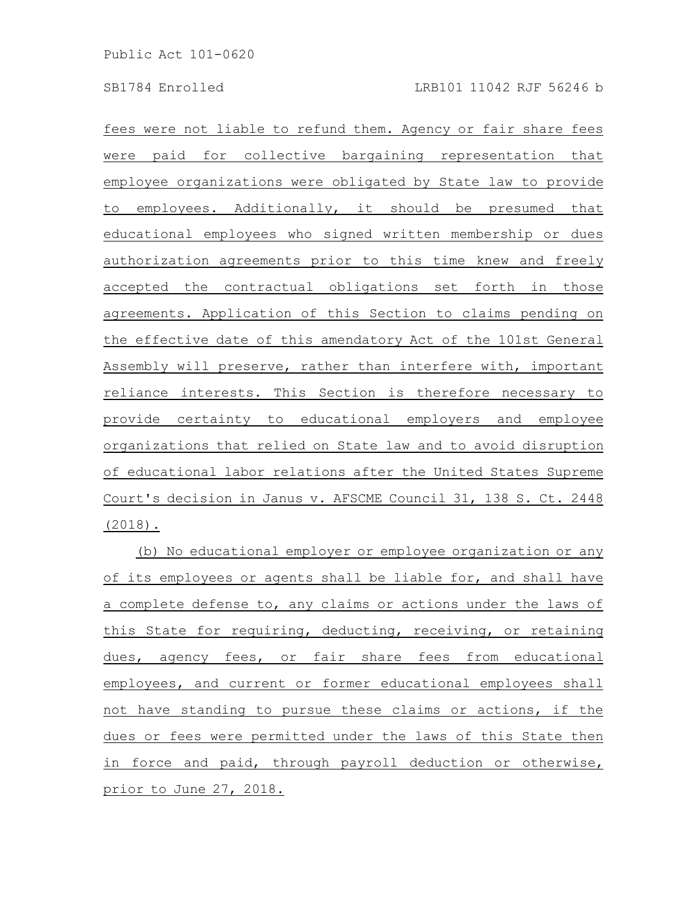fees were not liable to refund them. Agency or fair share fees were paid for collective bargaining representation that employee organizations were obligated by State law to provide to employees. Additionally, it should be presumed that educational employees who signed written membership or dues authorization agreements prior to this time knew and freely accepted the contractual obligations set forth in those agreements. Application of this Section to claims pending on the effective date of this amendatory Act of the 101st General Assembly will preserve, rather than interfere with, important reliance interests. This Section is therefore necessary to provide certainty to educational employers and employee organizations that relied on State law and to avoid disruption of educational labor relations after the United States Supreme Court's decision in Janus v. AFSCME Council 31, 138 S. Ct. 2448 (2018).

(b) No educational employer or employee organization or any of its employees or agents shall be liable for, and shall have a complete defense to, any claims or actions under the laws of this State for requiring, deducting, receiving, or retaining dues, agency fees, or fair share fees from educational employees, and current or former educational employees shall not have standing to pursue these claims or actions, if the dues or fees were permitted under the laws of this State then in force and paid, through payroll deduction or otherwise, prior to June 27, 2018.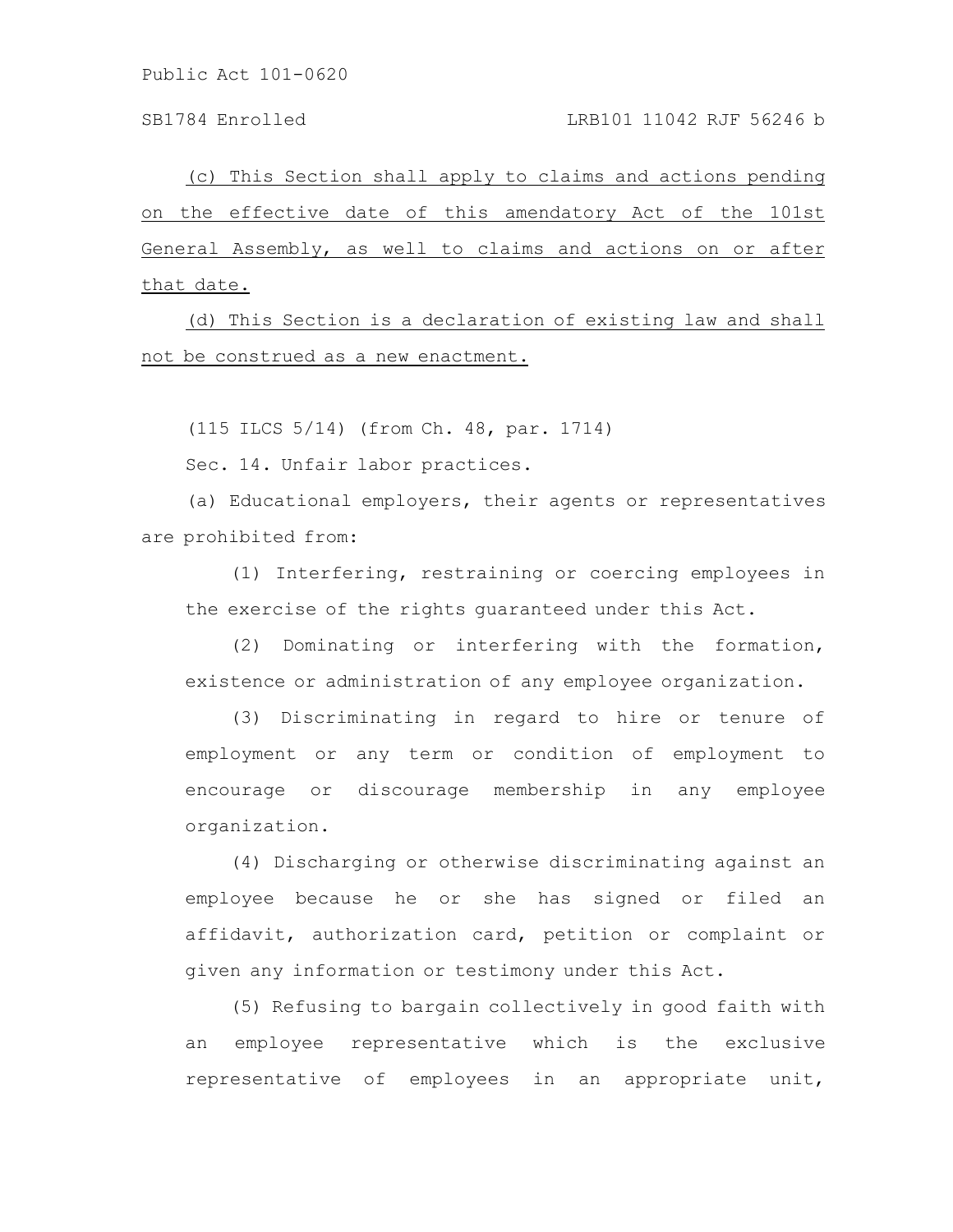(c) This Section shall apply to claims and actions pending on the effective date of this amendatory Act of the 101st General Assembly, as well to claims and actions on or after that date.

(d) This Section is a declaration of existing law and shall not be construed as a new enactment.

(115 ILCS 5/14) (from Ch. 48, par. 1714)

Sec. 14. Unfair labor practices.

(a) Educational employers, their agents or representatives are prohibited from:

(1) Interfering, restraining or coercing employees in the exercise of the rights guaranteed under this Act.

(2) Dominating or interfering with the formation, existence or administration of any employee organization.

(3) Discriminating in regard to hire or tenure of employment or any term or condition of employment to encourage or discourage membership in any employee organization.

(4) Discharging or otherwise discriminating against an employee because he or she has signed or filed an affidavit, authorization card, petition or complaint or given any information or testimony under this Act.

(5) Refusing to bargain collectively in good faith with an employee representative which is the exclusive representative of employees in an appropriate unit,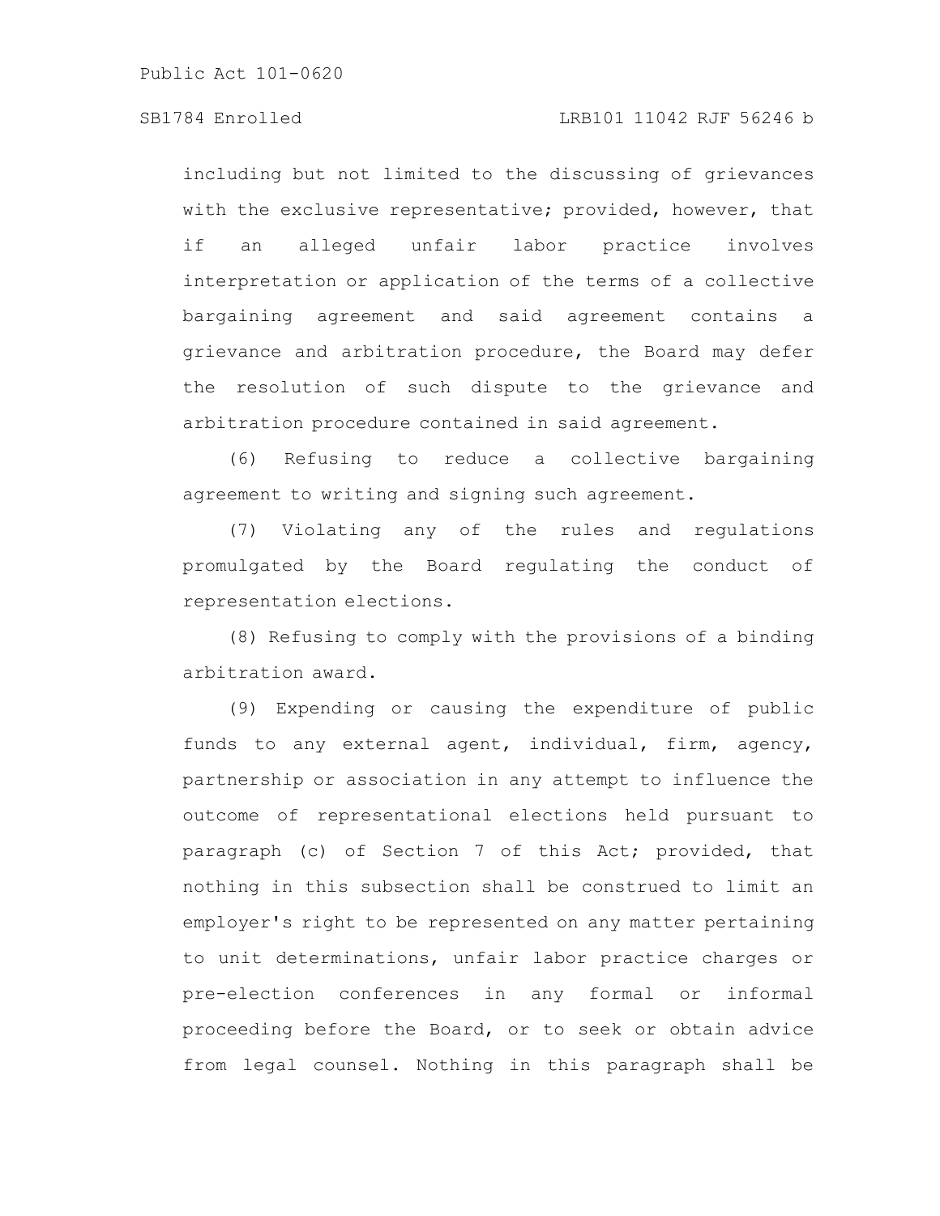including but not limited to the discussing of grievances with the exclusive representative; provided, however, that if an alleged unfair labor practice involves interpretation or application of the terms of a collective bargaining agreement and said agreement contains a grievance and arbitration procedure, the Board may defer the resolution of such dispute to the grievance and arbitration procedure contained in said agreement.

(6) Refusing to reduce a collective bargaining agreement to writing and signing such agreement.

(7) Violating any of the rules and regulations promulgated by the Board regulating the conduct of representation elections.

(8) Refusing to comply with the provisions of a binding arbitration award.

(9) Expending or causing the expenditure of public funds to any external agent, individual, firm, agency, partnership or association in any attempt to influence the outcome of representational elections held pursuant to paragraph (c) of Section 7 of this Act; provided, that nothing in this subsection shall be construed to limit an employer's right to be represented on any matter pertaining to unit determinations, unfair labor practice charges or pre-election conferences in any formal or informal proceeding before the Board, or to seek or obtain advice from legal counsel. Nothing in this paragraph shall be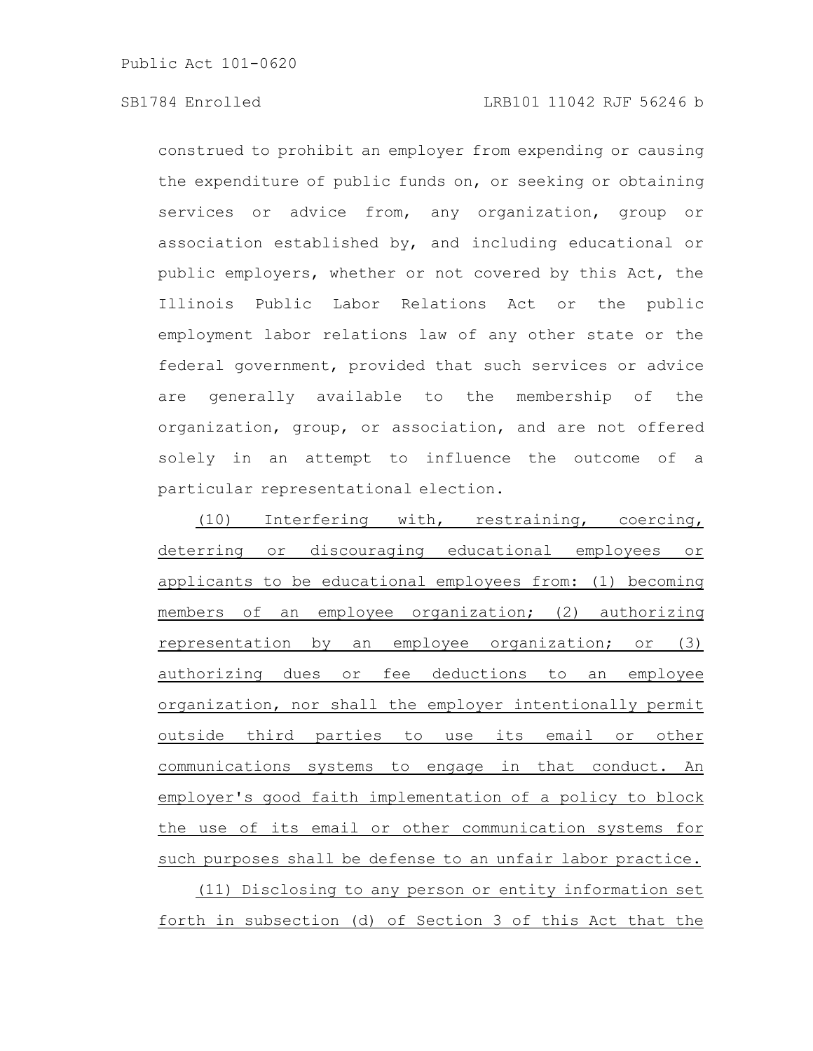construed to prohibit an employer from expending or causing the expenditure of public funds on, or seeking or obtaining services or advice from, any organization, group or association established by, and including educational or public employers, whether or not covered by this Act, the Illinois Public Labor Relations Act or the public employment labor relations law of any other state or the federal government, provided that such services or advice are generally available to the membership of the organization, group, or association, and are not offered solely in an attempt to influence the outcome of a particular representational election.

(10) Interfering with, restraining, coercing, deterring or discouraging educational employees or applicants to be educational employees from: (1) becoming members of an employee organization; (2) authorizing representation by an employee organization; or (3) authorizing dues or fee deductions to an employee organization, nor shall the employer intentionally permit outside third parties to use its email or other communications systems to engage in that conduct. An employer's good faith implementation of a policy to block the use of its email or other communication systems for such purposes shall be defense to an unfair labor practice.

(11) Disclosing to any person or entity information set forth in subsection (d) of Section 3 of this Act that the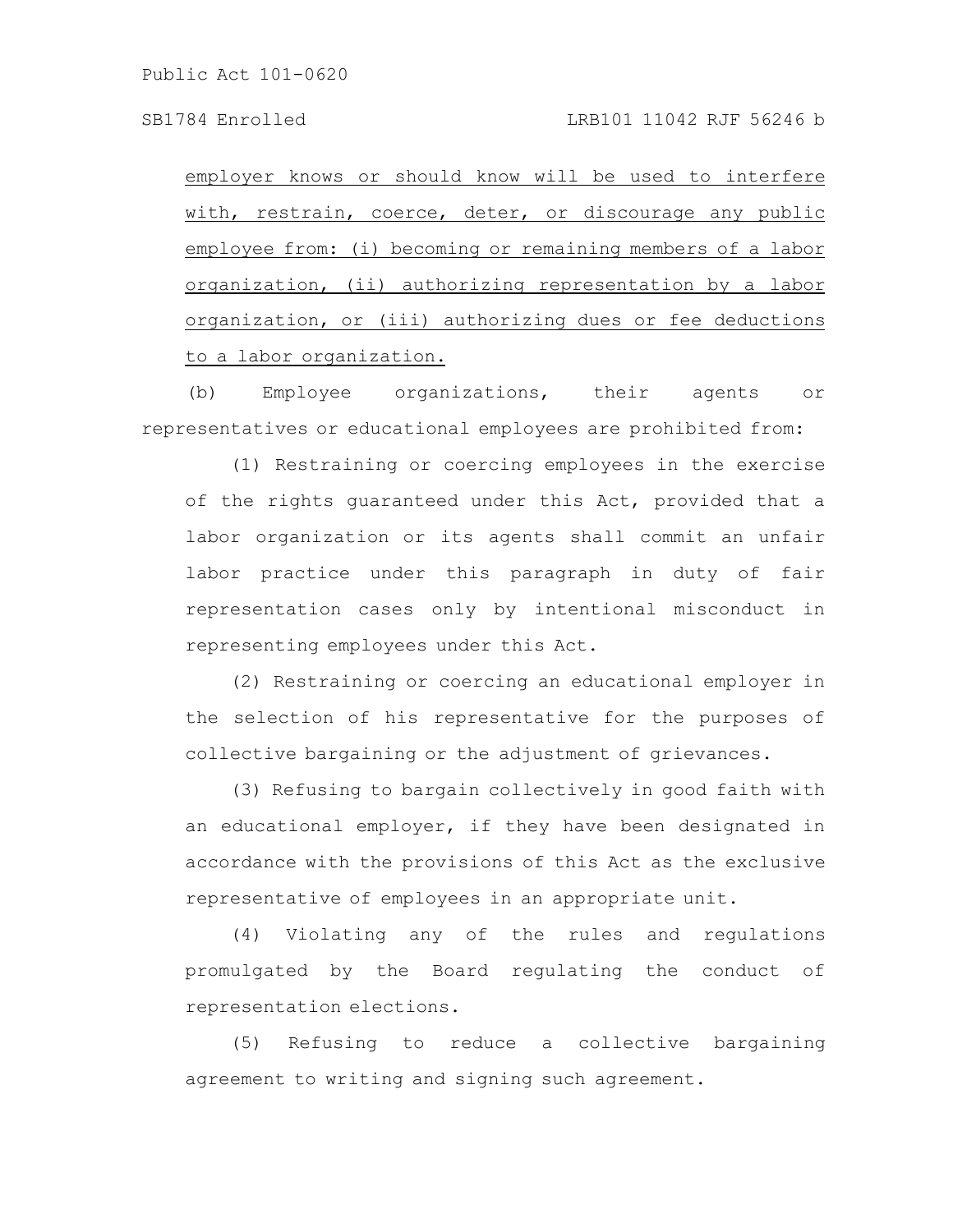employer knows or should know will be used to interfere with, restrain, coerce, deter, or discourage any public employee from: (i) becoming or remaining members of a labor organization, (ii) authorizing representation by a labor organization, or (iii) authorizing dues or fee deductions to a labor organization.

(b) Employee organizations, their agents or representatives or educational employees are prohibited from:

(1) Restraining or coercing employees in the exercise of the rights guaranteed under this Act, provided that a labor organization or its agents shall commit an unfair labor practice under this paragraph in duty of fair representation cases only by intentional misconduct in representing employees under this Act.

(2) Restraining or coercing an educational employer in the selection of his representative for the purposes of collective bargaining or the adjustment of grievances.

(3) Refusing to bargain collectively in good faith with an educational employer, if they have been designated in accordance with the provisions of this Act as the exclusive representative of employees in an appropriate unit.

(4) Violating any of the rules and regulations promulgated by the Board regulating the conduct of representation elections.

(5) Refusing to reduce a collective bargaining agreement to writing and signing such agreement.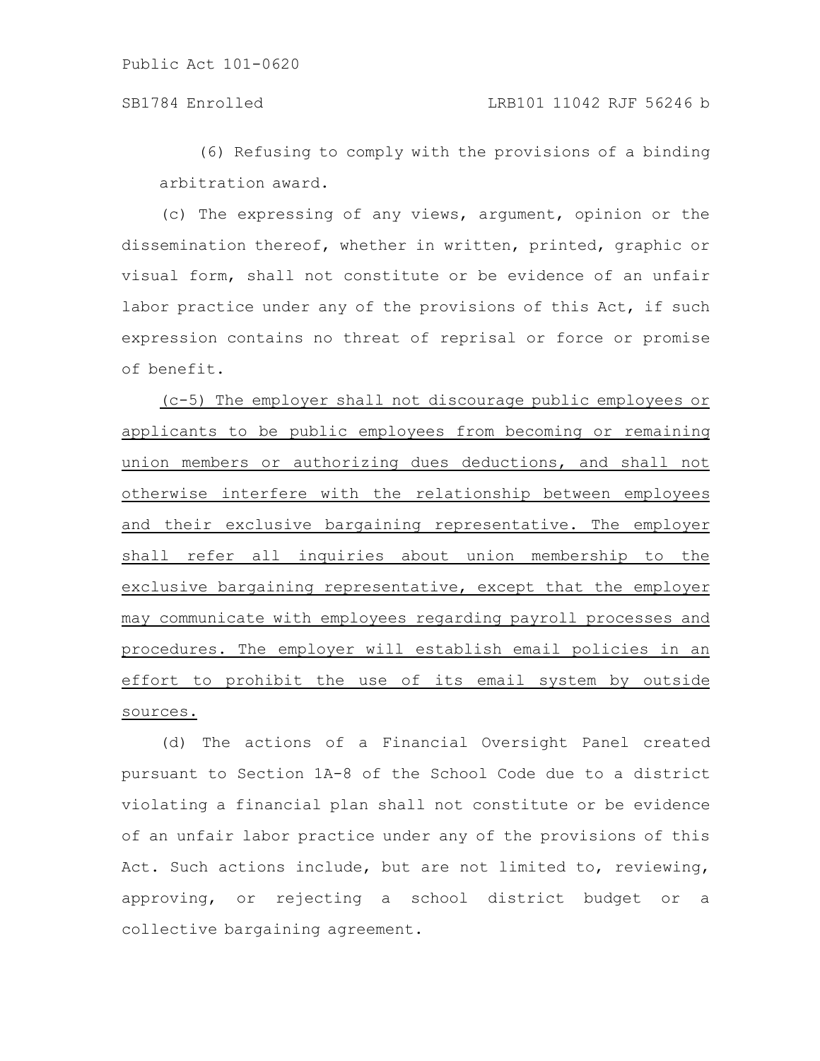(6) Refusing to comply with the provisions of a binding arbitration award.

(c) The expressing of any views, argument, opinion or the dissemination thereof, whether in written, printed, graphic or visual form, shall not constitute or be evidence of an unfair labor practice under any of the provisions of this Act, if such expression contains no threat of reprisal or force or promise of benefit.

<u>(c-5) The employer shall not discourage public employees or applicants to be public employees from becoming or remaining union members or authorizing dues deductions, and shall not otherwise interfere with the relationship between employees and their exclusive bargaining representative. The employer shall refer all inquiries about union membership to the exclusive bargaining representative, except that the employer may communicate with employees regarding payroll processes and procedures. The employer will establish email policies in an effort to prohibit the use of its email system by outside sources.</u>

(d) The actions of a Financial Oversight Panel created pursuant to Section 1A-8 of the School Code due to a district violating a financial plan shall not constitute or be evidence of an unfair labor practice under any of the provisions of this Act. Such actions include, but are not limited to, reviewing, approving, or rejecting a school district budget or a collective bargaining agreement.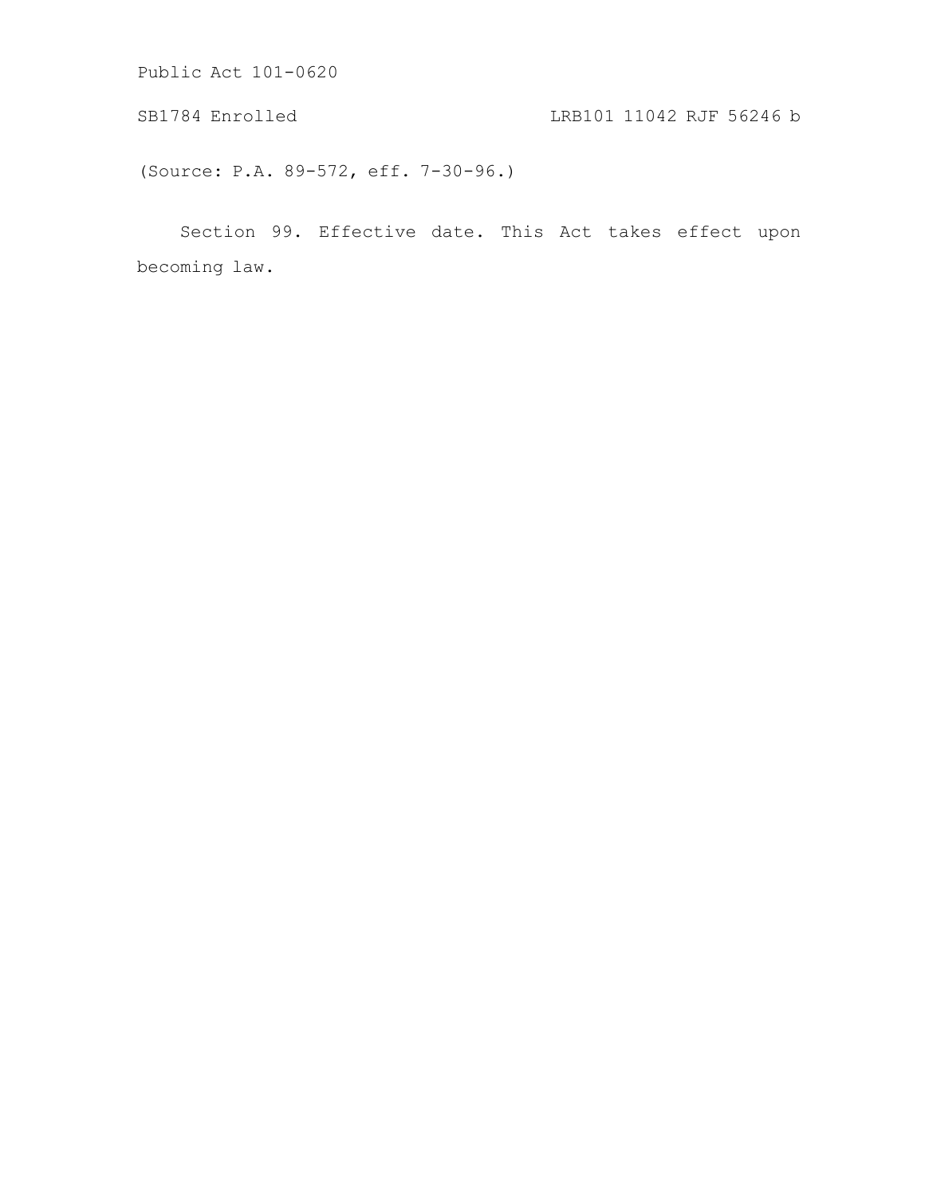(Source: P.A. 89-572, eff. 7-30-96.)

Section 99. Effective date. This Act takes effect upon becoming law.